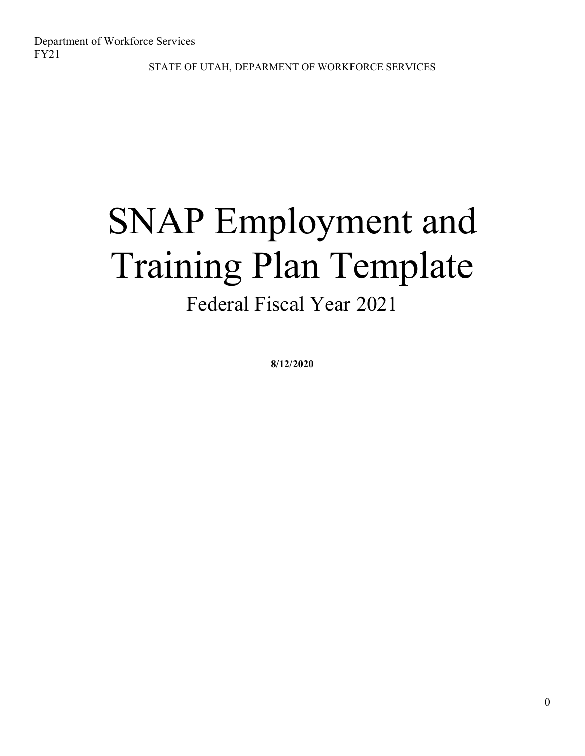Department of Workforce Services
FY21

STATE OF UTAH, DEPARMENT OF WORKFORCE SERVICES

# SNAP Employment and Training Plan Template

## Federal Fiscal Year 2021

**8/12/2020**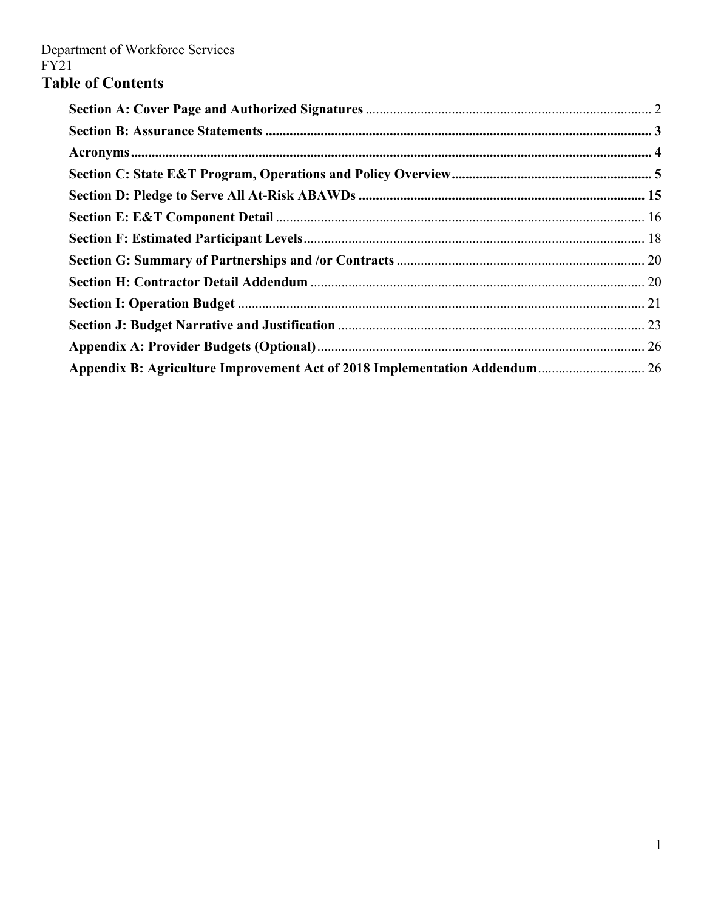Department of Workforce Services
FY21

# Table of Contents

**Section A: Cover Page and Authorized Signatures** .......... 2
**Section B: Assurance Statements** .......... **3**
**Acronyms** .......... **4**
**Section C: State E&T Program, Operations and Policy Overview** .......... **5**
**Section D: Pledge to Serve All At-Risk ABAWDs** .......... **15**
**Section E: E&T Component Detail** .......... 16
**Section F: Estimated Participant Levels** .......... 18
**Section G: Summary of Partnerships and /or Contracts** .......... 20
**Section H: Contractor Detail Addendum** .......... 20
**Section I: Operation Budget** .......... 21
**Section J: Budget Narrative and Justification** .......... 23
**Appendix A: Provider Budgets (Optional)** .......... 26
**Appendix B: Agriculture Improvement Act of 2018 Implementation Addendum** .......... 26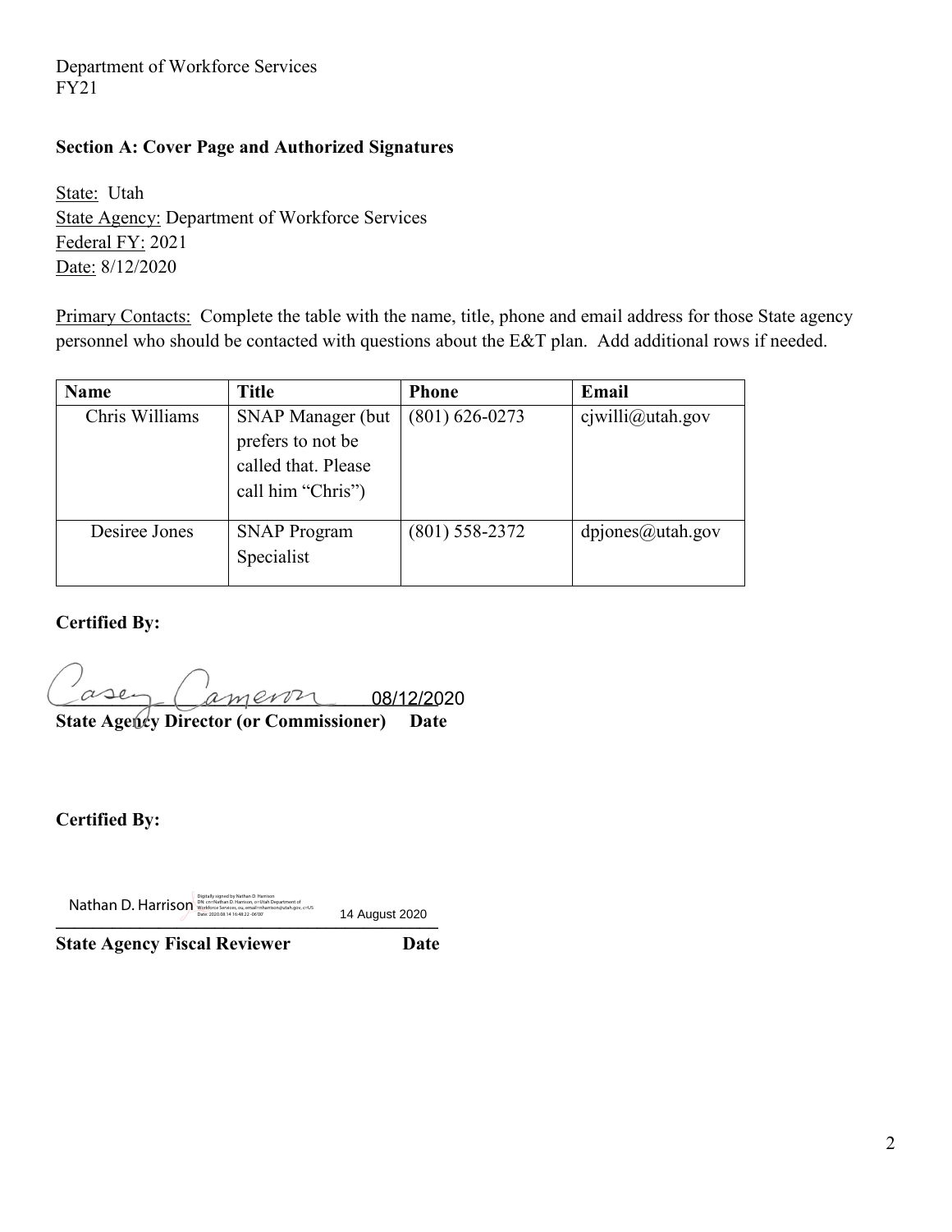Department of Workforce Services
FY21

**Section A: Cover Page and Authorized Signatures**

State: Utah
State Agency: Department of Workforce Services
Federal FY: 2021
Date: 8/12/2020

Primary Contacts: Complete the table with the name, title, phone and email address for those State agency personnel who should be contacted with questions about the E&T plan. Add additional rows if needed.

| Name | Title | Phone | Email |
|---|---|---|---|
| Chris Williams | SNAP Manager (but prefers to not be called that. Please call him "Chris") | (801) 626-0273 | cjwilli@utah.gov |
| Desiree Jones | SNAP Program Specialist | (801) 558-2372 | dpjones@utah.gov |

**Certified By:**

Casey Cameron 08/12/2020

**State Agency Director (or Commissioner) Date**

**Certified By:**

Nathan D. Harrison Digitally signed by Nathan D. Harrison DN: cn=Nathan D. Harrison, o=Utah Department of Workforce Services, ou, email=nharrison@utah.gov, c=US Date: 2020.08.14 16:48:22 -06'00' 14 August 2020

**State Agency Fiscal Reviewer Date**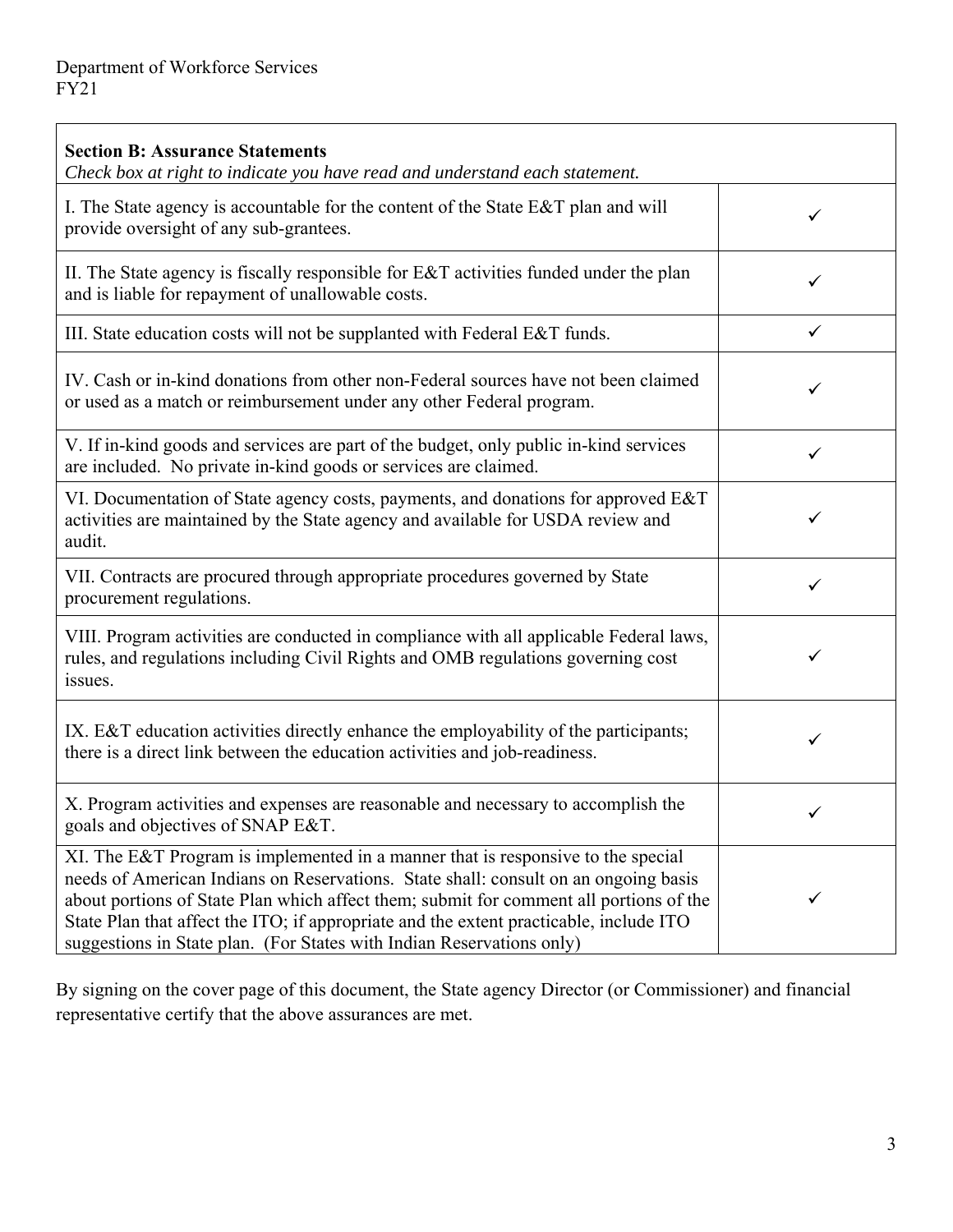Department of Workforce Services
FY21

| **Section B: Assurance Statements** *Check box at right to indicate you have read and understand each statement.* | |
|---|---|
| I. The State agency is accountable for the content of the State E&T plan and will provide oversight of any sub-grantees. | ✓ |
| II. The State agency is fiscally responsible for E&T activities funded under the plan and is liable for repayment of unallowable costs. | ✓ |
| III. State education costs will not be supplanted with Federal E&T funds. | ✓ |
| IV. Cash or in-kind donations from other non-Federal sources have not been claimed or used as a match or reimbursement under any other Federal program. | ✓ |
| V. If in-kind goods and services are part of the budget, only public in-kind services are included. No private in-kind goods or services are claimed. | ✓ |
| VI. Documentation of State agency costs, payments, and donations for approved E&T activities are maintained by the State agency and available for USDA review and audit. | ✓ |
| VII. Contracts are procured through appropriate procedures governed by State procurement regulations. | ✓ |
| VIII. Program activities are conducted in compliance with all applicable Federal laws, rules, and regulations including Civil Rights and OMB regulations governing cost issues. | ✓ |
| IX. E&T education activities directly enhance the employability of the participants; there is a direct link between the education activities and job-readiness. | ✓ |
| X. Program activities and expenses are reasonable and necessary to accomplish the goals and objectives of SNAP E&T. | ✓ |
| XI. The E&T Program is implemented in a manner that is responsive to the special needs of American Indians on Reservations. State shall: consult on an ongoing basis about portions of State Plan which affect them; submit for comment all portions of the State Plan that affect the ITO; if appropriate and the extent practicable, include ITO suggestions in State plan. (For States with Indian Reservations only) | ✓ |

By signing on the cover page of this document, the State agency Director (or Commissioner) and financial representative certify that the above assurances are met.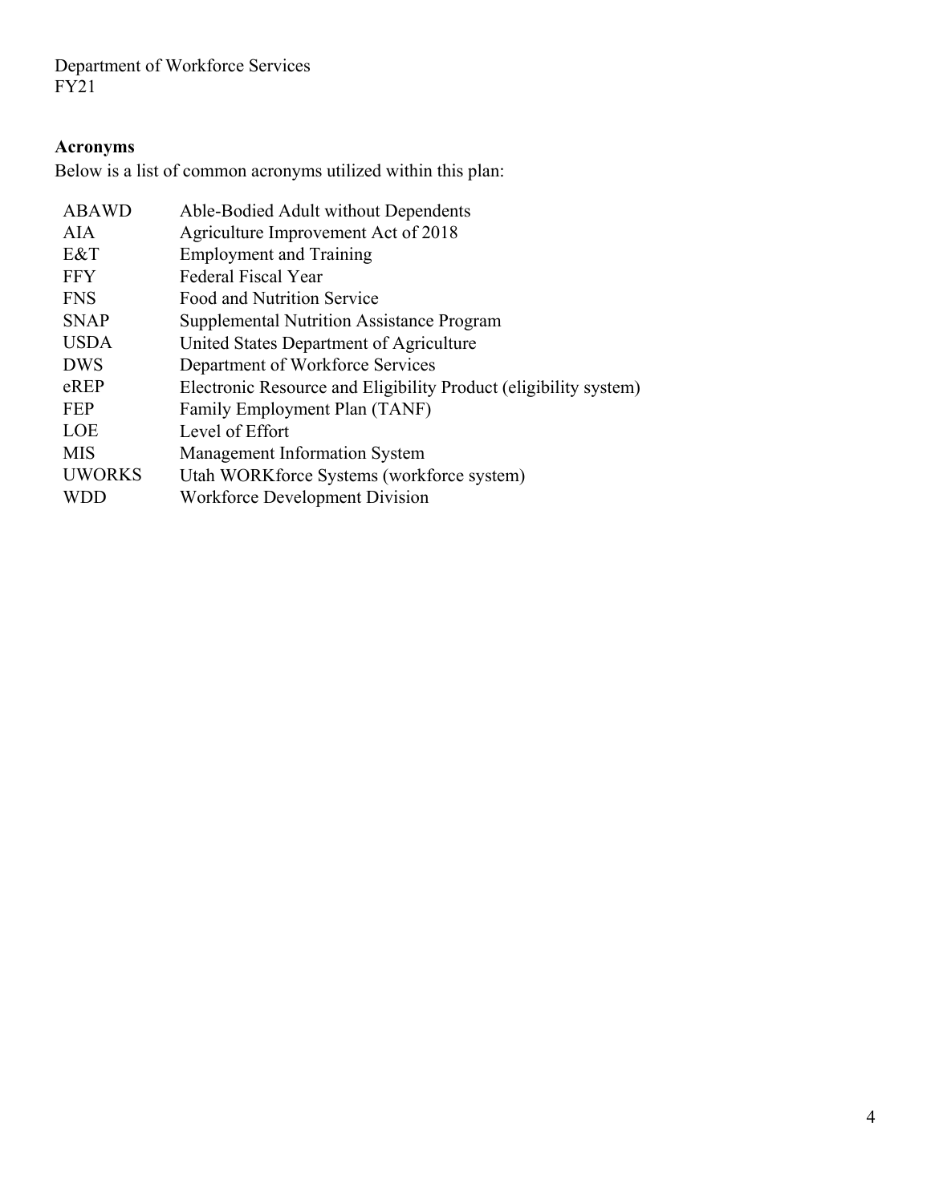Department of Workforce Services
FY21

**Acronyms**

Below is a list of common acronyms utilized within this plan:

| | |
|---|---|
| ABAWD | Able-Bodied Adult without Dependents |
| AIA | Agriculture Improvement Act of 2018 |
| E&T | Employment and Training |
| FFY | Federal Fiscal Year |
| FNS | Food and Nutrition Service |
| SNAP | Supplemental Nutrition Assistance Program |
| USDA | United States Department of Agriculture |
| DWS | Department of Workforce Services |
| eREP | Electronic Resource and Eligibility Product (eligibility system) |
| FEP | Family Employment Plan (TANF) |
| LOE | Level of Effort |
| MIS | Management Information System |
| UWORKS | Utah WORKforce Systems (workforce system) |
| WDD | Workforce Development Division |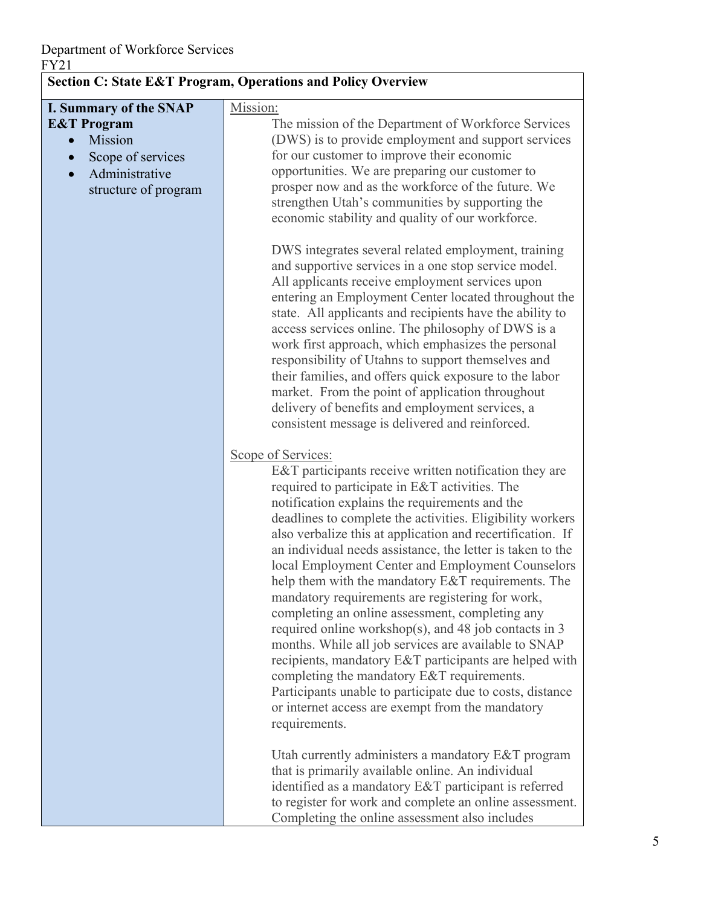Department of Workforce Services
FY21

| Section C: State E&T Program, Operations and Policy Overview | |
|---|---|
| **I. Summary of the SNAP E&T Program**<br>• Mission<br>• Scope of services<br>• Administrative structure of program | Mission:<br>The mission of the Department of Workforce Services (DWS) is to provide employment and support services for our customer to improve their economic opportunities. We are preparing our customer to prosper now and as the workforce of the future. We strengthen Utah's communities by supporting the economic stability and quality of our workforce.<br><br>DWS integrates several related employment, training and supportive services in a one stop service model. All applicants receive employment services upon entering an Employment Center located throughout the state. All applicants and recipients have the ability to access services online. The philosophy of DWS is a work first approach, which emphasizes the personal responsibility of Utahns to support themselves and their families, and offers quick exposure to the labor market. From the point of application throughout delivery of benefits and employment services, a consistent message is delivered and reinforced.<br><br>Scope of Services:<br>E&T participants receive written notification they are required to participate in E&T activities. The notification explains the requirements and the deadlines to complete the activities. Eligibility workers also verbalize this at application and recertification. If an individual needs assistance, the letter is taken to the local Employment Center and Employment Counselors help them with the mandatory E&T requirements. The mandatory requirements are registering for work, completing an online assessment, completing any required online workshop(s), and 48 job contacts in 3 months. While all job services are available to SNAP recipients, mandatory E&T participants are helped with completing the mandatory E&T requirements. Participants unable to participate due to costs, distance or internet access are exempt from the mandatory requirements.<br><br>Utah currently administers a mandatory E&T program that is primarily available online. An individual identified as a mandatory E&T participant is referred to register for work and complete an online assessment. Completing the online assessment also includes |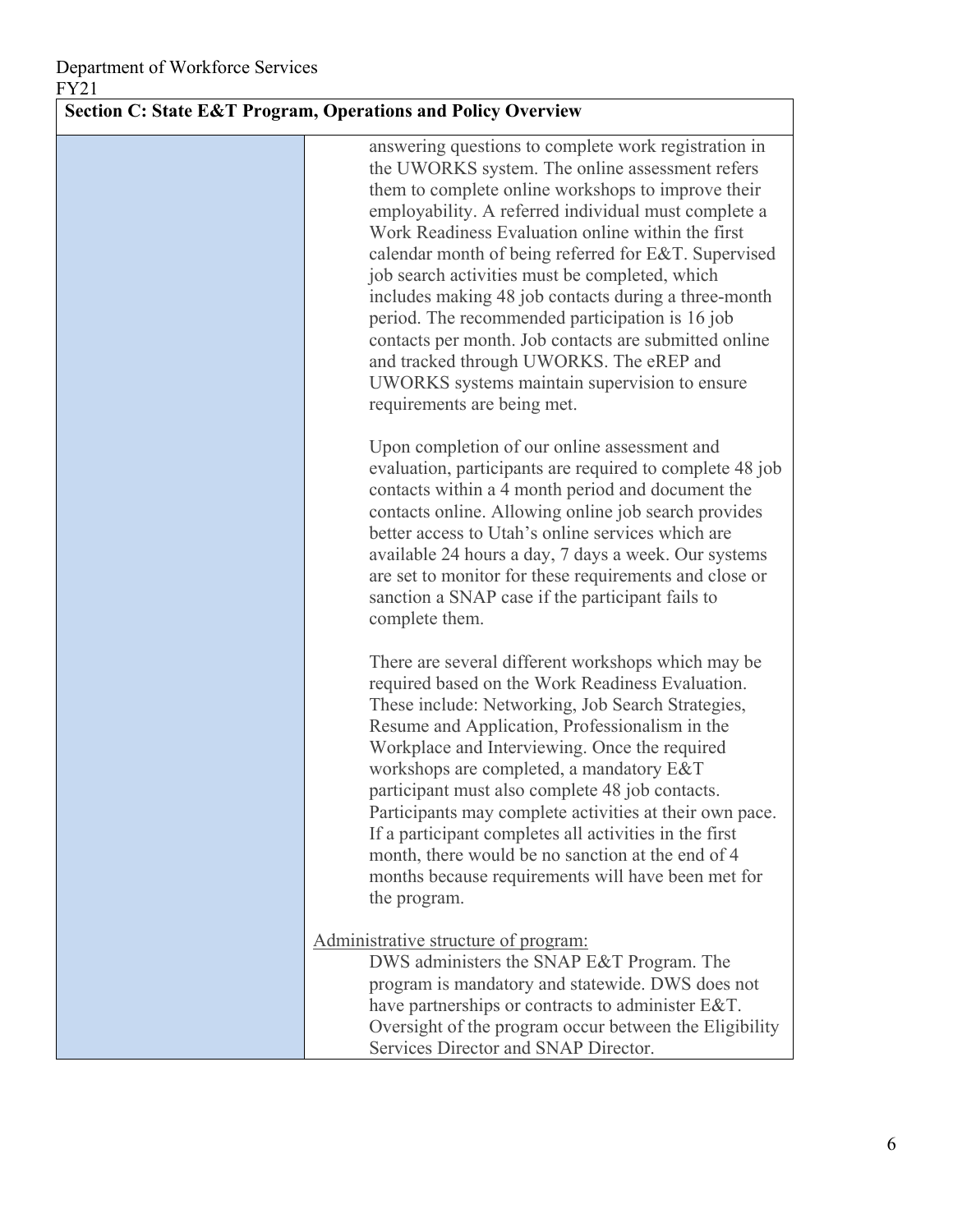Department of Workforce Services
FY21

| Section C: State E&T Program, Operations and Policy Overview | |
|---|---|
| | answering questions to complete work registration in the UWORKS system. The online assessment refers them to complete online workshops to improve their employability. A referred individual must complete a Work Readiness Evaluation online within the first calendar month of being referred for E&T. Supervised job search activities must be completed, which includes making 48 job contacts during a three-month period. The recommended participation is 16 job contacts per month. Job contacts are submitted online and tracked through UWORKS. The eREP and UWORKS systems maintain supervision to ensure requirements are being met.<br><br>Upon completion of our online assessment and evaluation, participants are required to complete 48 job contacts within a 4 month period and document the contacts online. Allowing online job search provides better access to Utah's online services which are available 24 hours a day, 7 days a week. Our systems are set to monitor for these requirements and close or sanction a SNAP case if the participant fails to complete them.<br><br>There are several different workshops which may be required based on the Work Readiness Evaluation. These include: Networking, Job Search Strategies, Resume and Application, Professionalism in the Workplace and Interviewing. Once the required workshops are completed, a mandatory E&T participant must also complete 48 job contacts. Participants may complete activities at their own pace. If a participant completes all activities in the first month, there would be no sanction at the end of 4 months because requirements will have been met for the program.<br><br><u>Administrative structure of program:</u><br>DWS administers the SNAP E&T Program. The program is mandatory and statewide. DWS does not have partnerships or contracts to administer E&T. Oversight of the program occur between the Eligibility Services Director and SNAP Director. |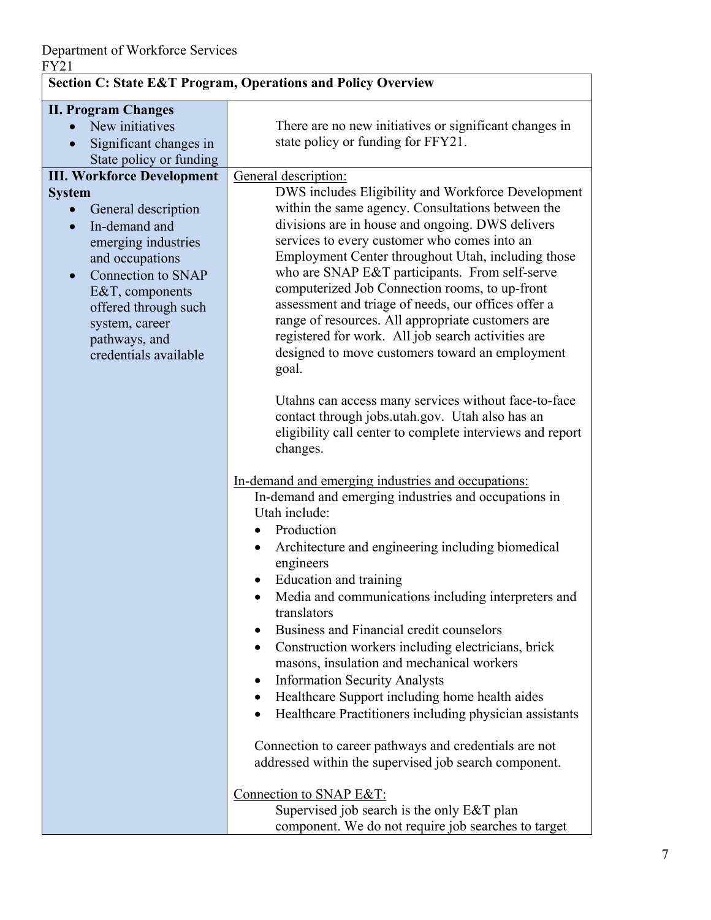Department of Workforce Services
FY21

| Section C: State E&T Program, Operations and Policy Overview | |
|---|---|
| **II. Program Changes**<br>• New initiatives<br>• Significant changes in State policy or funding | There are no new initiatives or significant changes in state policy or funding for FFY21. |
| **III. Workforce Development System**<br>• General description<br>• In-demand and emerging industries and occupations<br>• Connection to SNAP E&T, components offered through such system, career pathways, and credentials available | General description:<br>DWS includes Eligibility and Workforce Development within the same agency. Consultations between the divisions are in house and ongoing. DWS delivers services to every customer who comes into an Employment Center throughout Utah, including those who are SNAP E&T participants. From self-serve computerized Job Connection rooms, to up-front assessment and triage of needs, our offices offer a range of resources. All appropriate customers are registered for work. All job search activities are designed to move customers toward an employment goal.<br><br>Utahns can access many services without face-to-face contact through jobs.utah.gov. Utah also has an eligibility call center to complete interviews and report changes.<br><br>In-demand and emerging industries and occupations:<br>In-demand and emerging industries and occupations in Utah include:<br>• Production<br>• Architecture and engineering including biomedical engineers<br>• Education and training<br>• Media and communications including interpreters and translators<br>• Business and Financial credit counselors<br>• Construction workers including electricians, brick masons, insulation and mechanical workers<br>• Information Security Analysts<br>• Healthcare Support including home health aides<br>• Healthcare Practitioners including physician assistants<br><br>Connection to career pathways and credentials are not addressed within the supervised job search component.<br><br>Connection to SNAP E&T:<br>Supervised job search is the only E&T plan component. We do not require job searches to target |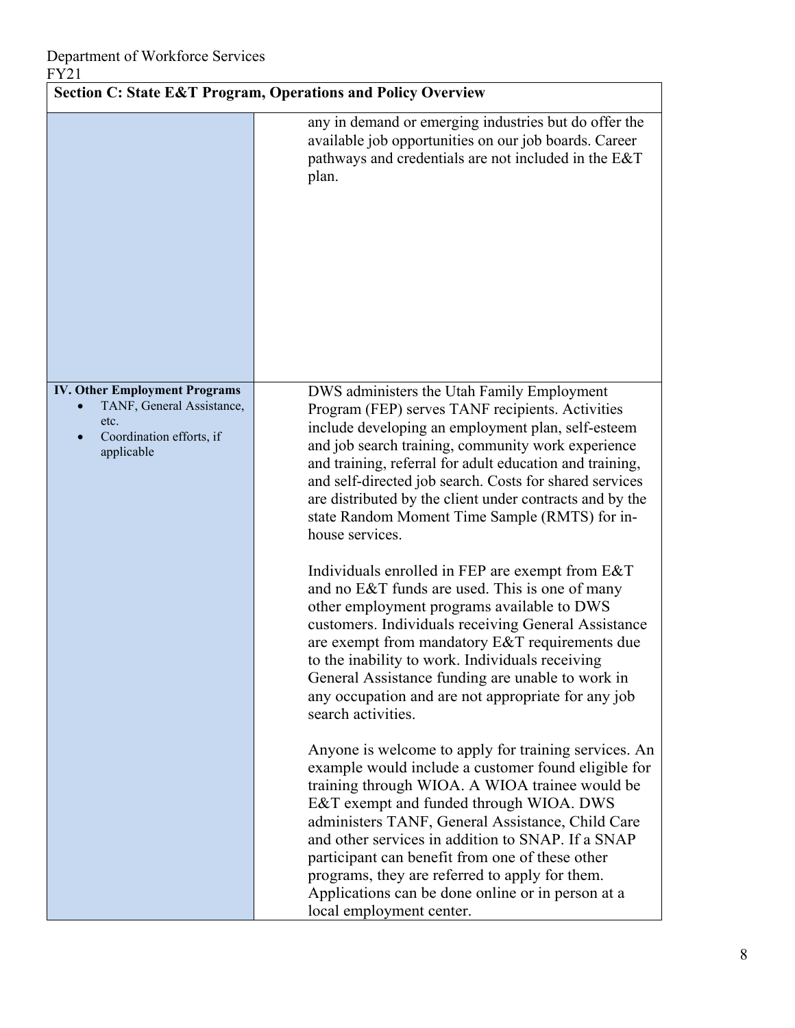Department of Workforce Services
FY21

| Section C: State E&T Program, Operations and Policy Overview | |
|---|---|
| | any in demand or emerging industries but do offer the available job opportunities on our job boards. Career pathways and credentials are not included in the E&T plan. |
| **IV. Other Employment Programs**<br>• TANF, General Assistance, etc.<br>• Coordination efforts, if applicable | DWS administers the Utah Family Employment Program (FEP) serves TANF recipients. Activities include developing an employment plan, self-esteem and job search training, community work experience and training, referral for adult education and training, and self-directed job search. Costs for shared services are distributed by the client under contracts and by the state Random Moment Time Sample (RMTS) for in-house services.<br><br>Individuals enrolled in FEP are exempt from E&T and no E&T funds are used. This is one of many other employment programs available to DWS customers. Individuals receiving General Assistance are exempt from mandatory E&T requirements due to the inability to work. Individuals receiving General Assistance funding are unable to work in any occupation and are not appropriate for any job search activities.<br><br>Anyone is welcome to apply for training services. An example would include a customer found eligible for training through WIOA. A WIOA trainee would be E&T exempt and funded through WIOA. DWS administers TANF, General Assistance, Child Care and other services in addition to SNAP. If a SNAP participant can benefit from one of these other programs, they are referred to apply for them. Applications can be done online or in person at a local employment center. |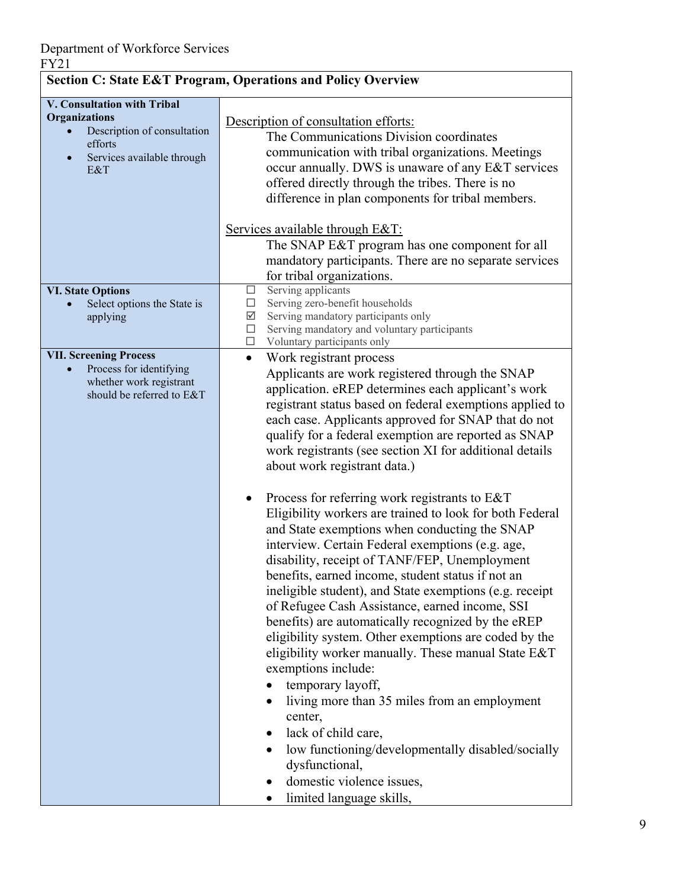Department of Workforce Services
FY21

| Section C: State E&T Program, Operations and Policy Overview | |
|---|---|
| **V. Consultation with Tribal Organizations**<br>• Description of consultation efforts<br>• Services available through E&T | Description of consultation efforts:<br>The Communications Division coordinates communication with tribal organizations. Meetings occur annually. DWS is unaware of any E&T services offered directly through the tribes. There is no difference in plan components for tribal members.<br><br>Services available through E&T:<br>The SNAP E&T program has one component for all mandatory participants. There are no separate services for tribal organizations. |
| **VI. State Options**<br>• Select options the State is applying | ☐ Serving applicants<br>☐ Serving zero-benefit households<br>☑ Serving mandatory participants only<br>☐ Serving mandatory and voluntary participants<br>☐ Voluntary participants only |
| **VII. Screening Process**<br>• Process for identifying whether work registrant should be referred to E&T | • Work registrant process<br>Applicants are work registered through the SNAP application. eREP determines each applicant's work registrant status based on federal exemptions applied to each case. Applicants approved for SNAP that do not qualify for a federal exemption are reported as SNAP work registrants (see section XI for additional details about work registrant data.)<br><br>• Process for referring work registrants to E&T<br>Eligibility workers are trained to look for both Federal and State exemptions when conducting the SNAP interview. Certain Federal exemptions (e.g. age, disability, receipt of TANF/FEP, Unemployment benefits, earned income, student status if not an ineligible student), and State exemptions (e.g. receipt of Refugee Cash Assistance, earned income, SSI benefits) are automatically recognized by the eREP eligibility system. Other exemptions are coded by the eligibility worker manually. These manual State E&T exemptions include:<br>• temporary layoff,<br>• living more than 35 miles from an employment center,<br>• lack of child care,<br>• low functioning/developmentally disabled/socially dysfunctional,<br>• domestic violence issues,<br>• limited language skills, |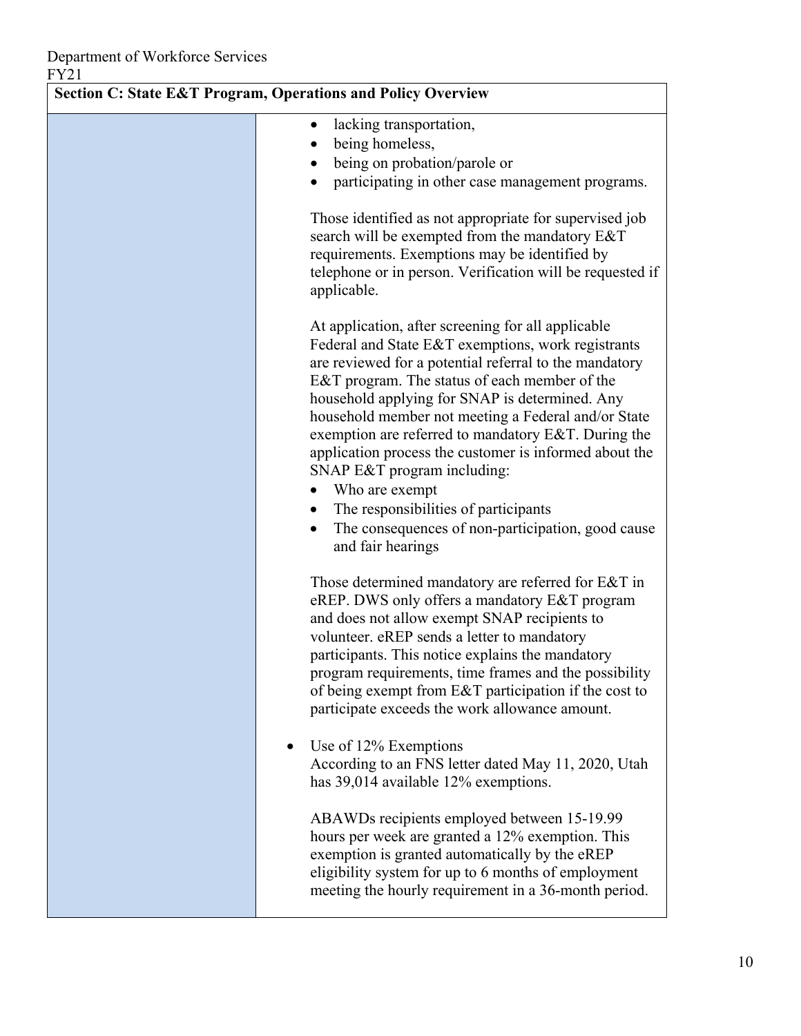## Section C: State E&T Program, Operations and Policy Overview

- lacking transportation,
- being homeless,
- being on probation/parole or
- participating in other case management programs.

Those identified as not appropriate for supervised job search will be exempted from the mandatory E&T requirements. Exemptions may be identified by telephone or in person. Verification will be requested if applicable.

At application, after screening for all applicable Federal and State E&T exemptions, work registrants are reviewed for a potential referral to the mandatory E&T program. The status of each member of the household applying for SNAP is determined. Any household member not meeting a Federal and/or State exemption are referred to mandatory E&T. During the application process the customer is informed about the SNAP E&T program including:

- Who are exempt
- The responsibilities of participants
- The consequences of non-participation, good cause and fair hearings

Those determined mandatory are referred for E&T in eREP. DWS only offers a mandatory E&T program and does not allow exempt SNAP recipients to volunteer. eREP sends a letter to mandatory participants. This notice explains the mandatory program requirements, time frames and the possibility of being exempt from E&T participation if the cost to participate exceeds the work allowance amount.

- Use of 12% Exemptions
  According to an FNS letter dated May 11, 2020, Utah has 39,014 available 12% exemptions.

  ABAWDs recipients employed between 15-19.99 hours per week are granted a 12% exemption. This exemption is granted automatically by the eREP eligibility system for up to 6 months of employment meeting the hourly requirement in a 36-month period.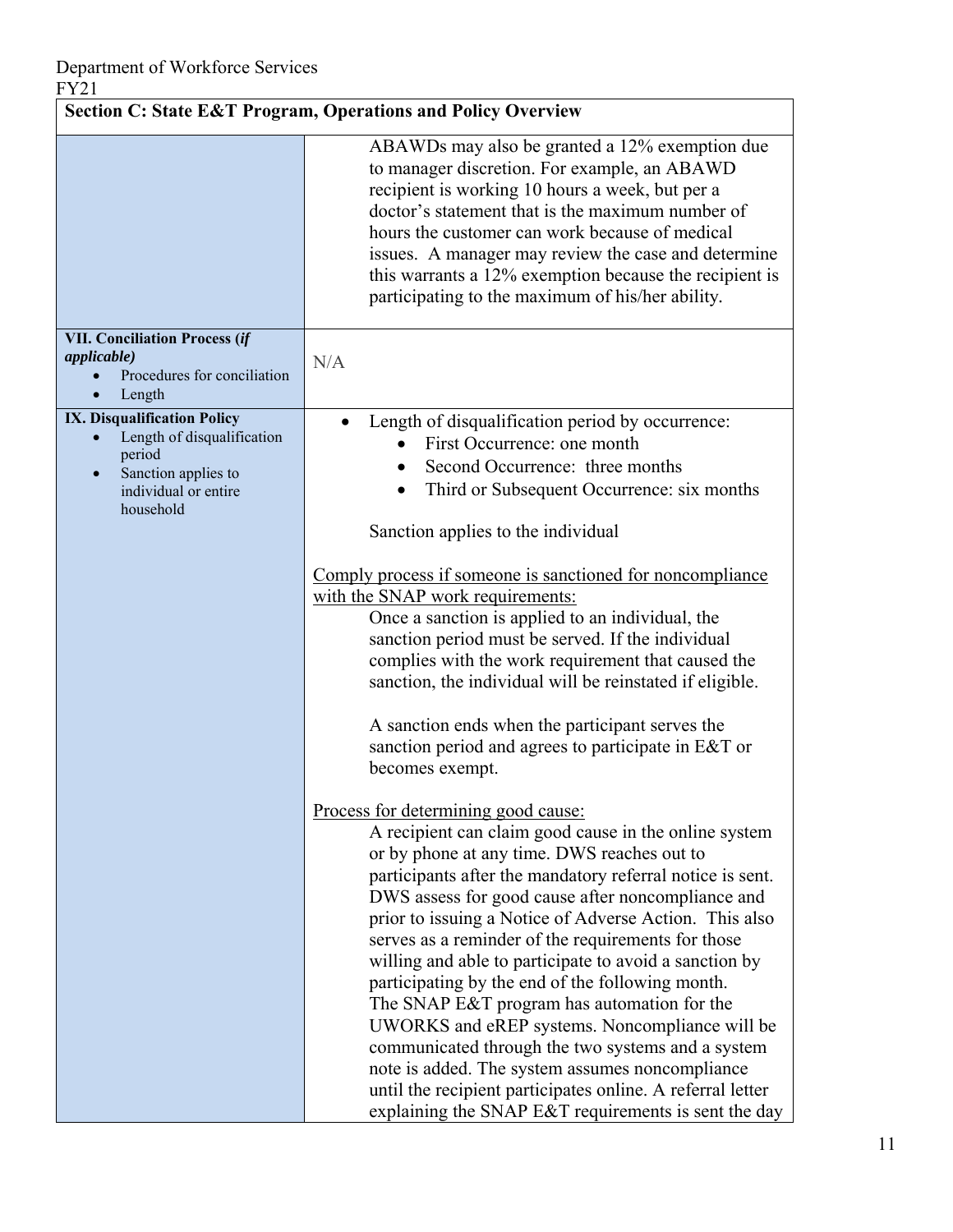Department of Workforce Services
FY21

| Section C: State E&T Program, Operations and Policy Overview | |
|---|---|
| | ABAWDs may also be granted a 12% exemption due to manager discretion. For example, an ABAWD recipient is working 10 hours a week, but per a doctor's statement that is the maximum number of hours the customer can work because of medical issues. A manager may review the case and determine this warrants a 12% exemption because the recipient is participating to the maximum of his/her ability. |
| **VII. Conciliation Process (*if applicable*)**<br>• Procedures for conciliation<br>• Length | N/A |
| **IX. Disqualification Policy**<br>• Length of disqualification period<br>• Sanction applies to individual or entire household | • Length of disqualification period by occurrence:<br>&nbsp;&nbsp;&nbsp;&nbsp;• First Occurrence: one month<br>&nbsp;&nbsp;&nbsp;&nbsp;• Second Occurrence: three months<br>&nbsp;&nbsp;&nbsp;&nbsp;• Third or Subsequent Occurrence: six months<br><br>Sanction applies to the individual<br><br><u>Comply process if someone is sanctioned for noncompliance with the SNAP work requirements:</u><br>Once a sanction is applied to an individual, the sanction period must be served. If the individual complies with the work requirement that caused the sanction, the individual will be reinstated if eligible.<br><br>A sanction ends when the participant serves the sanction period and agrees to participate in E&T or becomes exempt.<br><br><u>Process for determining good cause:</u><br>A recipient can claim good cause in the online system or by phone at any time. DWS reaches out to participants after the mandatory referral notice is sent. DWS assess for good cause after noncompliance and prior to issuing a Notice of Adverse Action. This also serves as a reminder of the requirements for those willing and able to participate to avoid a sanction by participating by the end of the following month.<br>The SNAP E&T program has automation for the UWORKS and eREP systems. Noncompliance will be communicated through the two systems and a system note is added. The system assumes noncompliance until the recipient participates online. A referral letter explaining the SNAP E&T requirements is sent the day |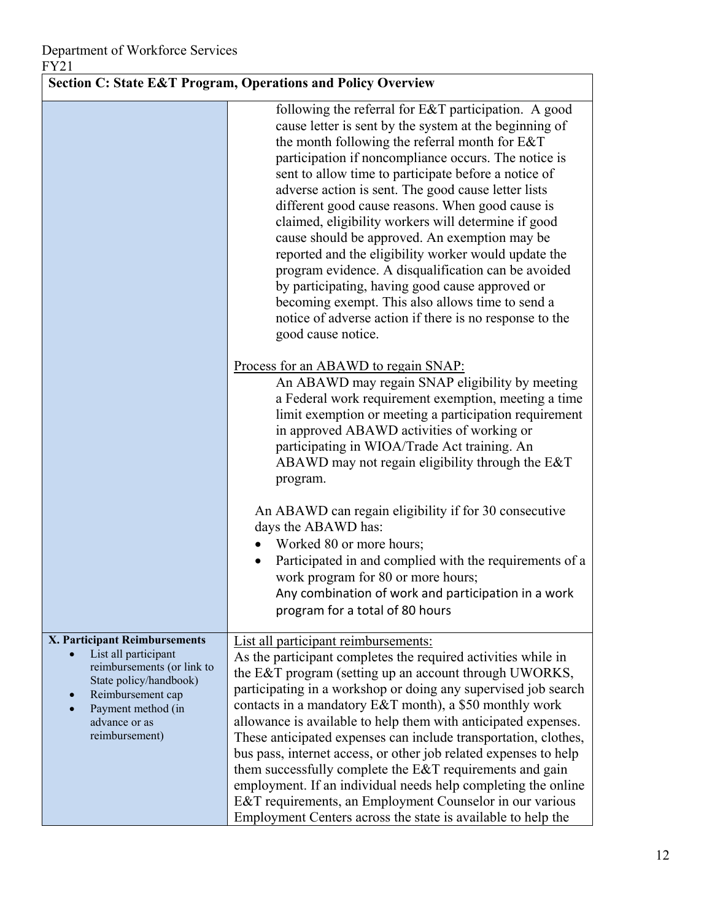## Section C: State E&T Program, Operations and Policy Overview

| | |
|---|---|
| | following the referral for E&T participation. A good cause letter is sent by the system at the beginning of the month following the referral month for E&T participation if noncompliance occurs. The notice is sent to allow time to participate before a notice of adverse action is sent. The good cause letter lists different good cause reasons. When good cause is claimed, eligibility workers will determine if good cause should be approved. An exemption may be reported and the eligibility worker would update the program evidence. A disqualification can be avoided by participating, having good cause approved or becoming exempt. This also allows time to send a notice of adverse action if there is no response to the good cause notice.<br><br><u>Process for an ABAWD to regain SNAP:</u><br>An ABAWD may regain SNAP eligibility by meeting a Federal work requirement exemption, meeting a time limit exemption or meeting a participation requirement in approved ABAWD activities of working or participating in WIOA/Trade Act training. An ABAWD may not regain eligibility through the E&T program.<br><br>An ABAWD can regain eligibility if for 30 consecutive days the ABAWD has:<br>• Worked 80 or more hours;<br>• Participated in and complied with the requirements of a work program for 80 or more hours;<br>Any combination of work and participation in a work program for a total of 80 hours |
| **X. Participant Reimbursements**<br>• List all participant reimbursements (or link to State policy/handbook)<br>• Reimbursement cap<br>• Payment method (in advance or as reimbursement) | <u>List all participant reimbursements:</u><br>As the participant completes the required activities while in the E&T program (setting up an account through UWORKS, participating in a workshop or doing any supervised job search contacts in a mandatory E&T month), a $50 monthly work allowance is available to help them with anticipated expenses. These anticipated expenses can include transportation, clothes, bus pass, internet access, or other job related expenses to help them successfully complete the E&T requirements and gain employment. If an individual needs help completing the online E&T requirements, an Employment Counselor in our various Employment Centers across the state is available to help the |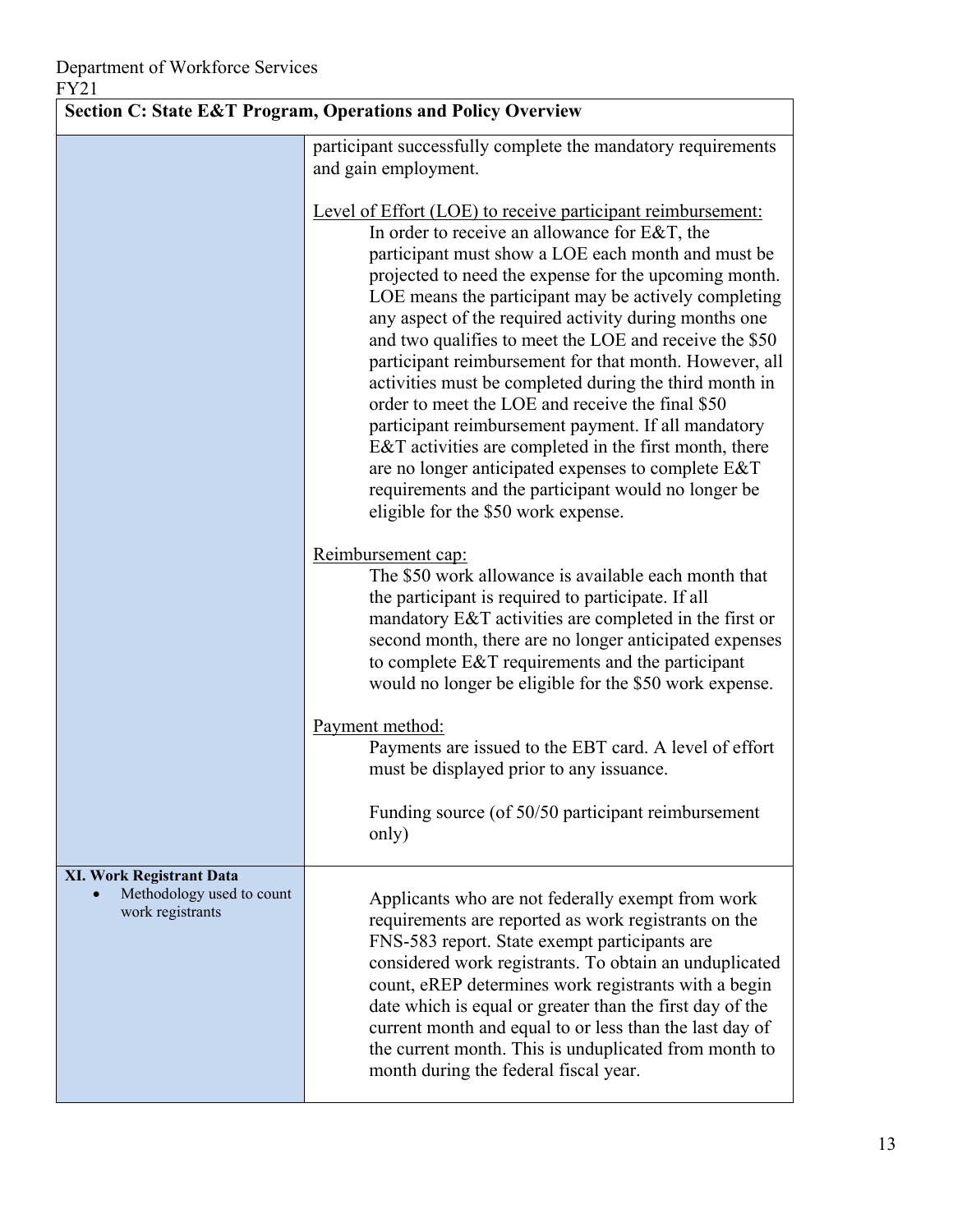| Section C: State E&T Program, Operations and Policy Overview | |
|---|---|
| | participant successfully complete the mandatory requirements and gain employment.<br><br><u>Level of Effort (LOE) to receive participant reimbursement:</u><br>In order to receive an allowance for E&T, the participant must show a LOE each month and must be projected to need the expense for the upcoming month. LOE means the participant may be actively completing any aspect of the required activity during months one and two qualifies to meet the LOE and receive the $50 participant reimbursement for that month. However, all activities must be completed during the third month in order to meet the LOE and receive the final $50 participant reimbursement payment. If all mandatory E&T activities are completed in the first month, there are no longer anticipated expenses to complete E&T requirements and the participant would no longer be eligible for the $50 work expense.<br><br><u>Reimbursement cap:</u><br>The $50 work allowance is available each month that the participant is required to participate. If all mandatory E&T activities are completed in the first or second month, there are no longer anticipated expenses to complete E&T requirements and the participant would no longer be eligible for the $50 work expense.<br><br><u>Payment method:</u><br>Payments are issued to the EBT card. A level of effort must be displayed prior to any issuance.<br><br>Funding source (of 50/50 participant reimbursement only) |
| **XI. Work Registrant Data**<br>• Methodology used to count work registrants | Applicants who are not federally exempt from work requirements are reported as work registrants on the FNS-583 report. State exempt participants are considered work registrants. To obtain an unduplicated count, eREP determines work registrants with a begin date which is equal or greater than the first day of the current month and equal to or less than the last day of the current month. This is unduplicated from month to month during the federal fiscal year. |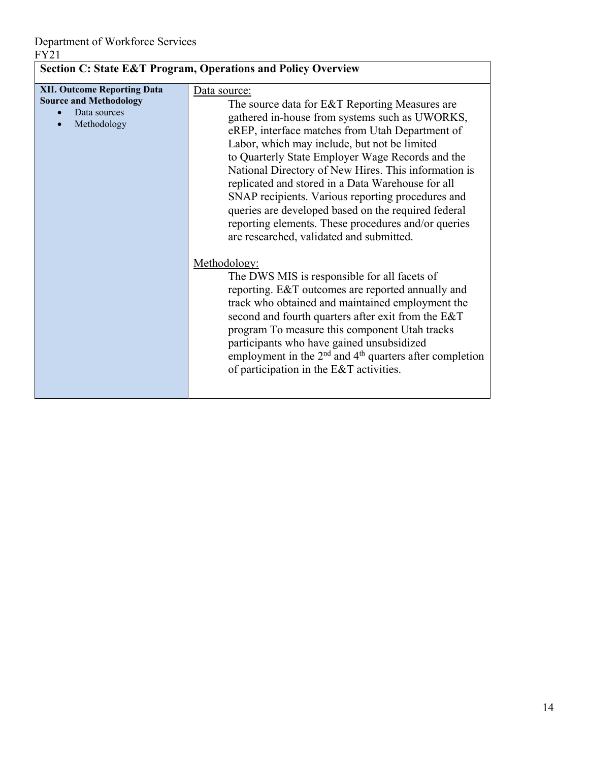Department of Workforce Services
FY21

| Section C: State E&T Program, Operations and Policy Overview | |
|---|---|
| **XII. Outcome Reporting Data Source and Methodology**<br>• Data sources<br>• Methodology | Data source:<br>The source data for E&T Reporting Measures are gathered in-house from systems such as UWORKS, eREP, interface matches from Utah Department of Labor, which may include, but not be limited to Quarterly State Employer Wage Records and the National Directory of New Hires. This information is replicated and stored in a Data Warehouse for all SNAP recipients. Various reporting procedures and queries are developed based on the required federal reporting elements. These procedures and/or queries are researched, validated and submitted.<br><br>Methodology:<br>The DWS MIS is responsible for all facets of reporting. E&T outcomes are reported annually and track who obtained and maintained employment the second and fourth quarters after exit from the E&T program To measure this component Utah tracks participants who have gained unsubsidized employment in the 2nd and 4th quarters after completion of participation in the E&T activities. |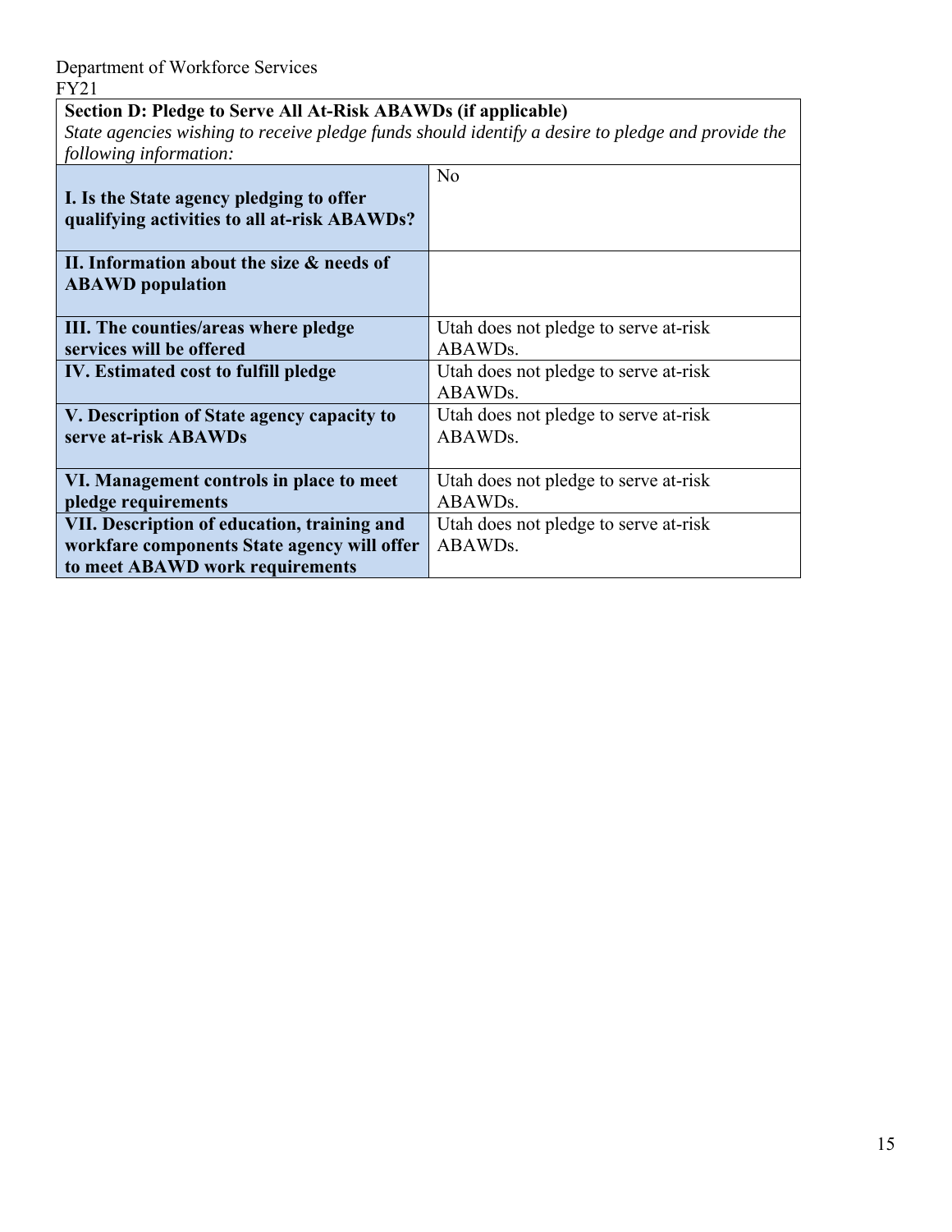Department of Workforce Services
FY21

| **Section D: Pledge to Serve All At-Risk ABAWDs (if applicable)** *State agencies wishing to receive pledge funds should identify a desire to pledge and provide the following information:* | |
|---|---|
| **I. Is the State agency pledging to offer qualifying activities to all at-risk ABAWDs?** | No |
| **II. Information about the size & needs of ABAWD population** | |
| **III. The counties/areas where pledge services will be offered** | Utah does not pledge to serve at-risk ABAWDs. |
| **IV. Estimated cost to fulfill pledge** | Utah does not pledge to serve at-risk ABAWDs. |
| **V. Description of State agency capacity to serve at-risk ABAWDs** | Utah does not pledge to serve at-risk ABAWDs. |
| **VI. Management controls in place to meet pledge requirements** | Utah does not pledge to serve at-risk ABAWDs. |
| **VII. Description of education, training and workfare components State agency will offer to meet ABAWD work requirements** | Utah does not pledge to serve at-risk ABAWDs. |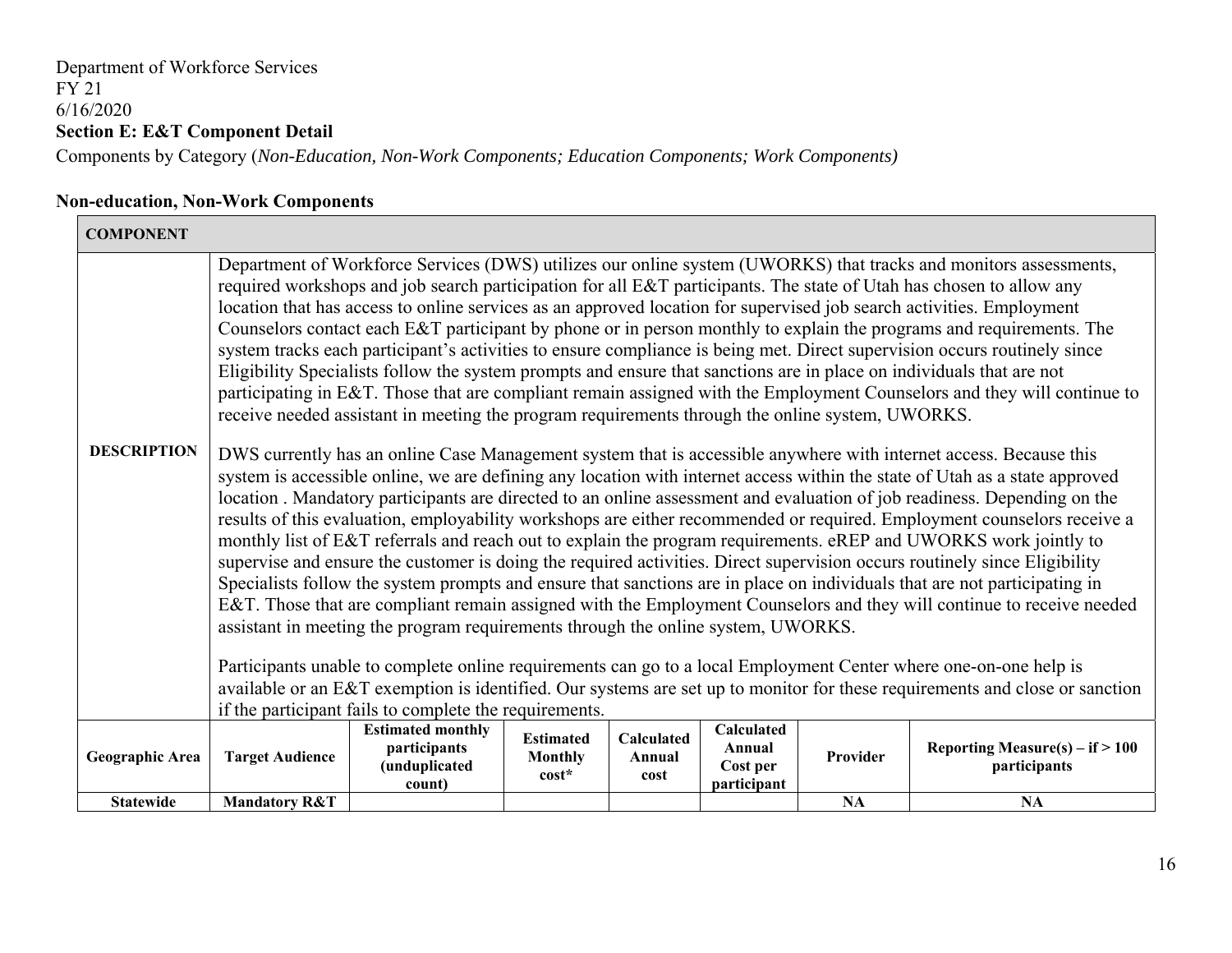Department of Workforce Services
FY 21
6/16/2020
**Section E: E&T Component Detail**
Components by Category (*Non-Education, Non-Work Components; Education Components; Work Components)*

## Non-education, Non-Work Components

| **COMPONENT** | | | | | | | |
|---|---|---|---|---|---|---|---|
| **DESCRIPTION** | Department of Workforce Services (DWS) utilizes our online system (UWORKS) that tracks and monitors assessments, required workshops and job search participation for all E&T participants. The state of Utah has chosen to allow any location that has access to online services as an approved location for supervised job search activities. Employment Counselors contact each E&T participant by phone or in person monthly to explain the programs and requirements. The system tracks each participant's activities to ensure compliance is being met. Direct supervision occurs routinely since Eligibility Specialists follow the system prompts and ensure that sanctions are in place on individuals that are not participating in E&T. Those that are compliant remain assigned with the Employment Counselors and they will continue to receive needed assistant in meeting the program requirements through the online system, UWORKS.<br><br>DWS currently has an online Case Management system that is accessible anywhere with internet access. Because this system is accessible online, we are defining any location with internet access within the state of Utah as a state approved location . Mandatory participants are directed to an online assessment and evaluation of job readiness. Depending on the results of this evaluation, employability workshops are either recommended or required. Employment counselors receive a monthly list of E&T referrals and reach out to explain the program requirements. eREP and UWORKS work jointly to supervise and ensure the customer is doing the required activities. Direct supervision occurs routinely since Eligibility Specialists follow the system prompts and ensure that sanctions are in place on individuals that are not participating in E&T. Those that are compliant remain assigned with the Employment Counselors and they will continue to receive needed assistant in meeting the program requirements through the online system, UWORKS.<br><br>Participants unable to complete online requirements can go to a local Employment Center where one-on-one help is available or an E&T exemption is identified. Our systems are set up to monitor for these requirements and close or sanction if the participant fails to complete the requirements. | | | | | | |
| **Geographic Area** | **Target Audience** | **Estimated monthly participants (unduplicated count)** | **Estimated Monthly cost*** | **Calculated Annual cost** | **Calculated Annual Cost per participant** | **Provider** | **Reporting Measure(s) – if > 100 participants** |
| **Statewide** | **Mandatory R&T** | | | | | **NA** | **NA** |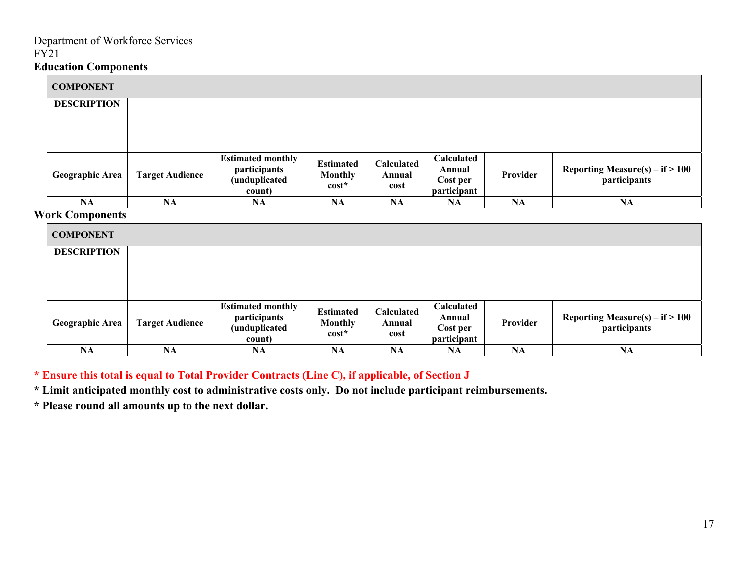Department of Workforce Services
FY21

**Education Components**

| **COMPONENT** | | | | | | | |
|---|---|---|---|---|---|---|---|
| **DESCRIPTION** | | | | | | | |
| **Geographic Area** | **Target Audience** | **Estimated monthly participants (unduplicated count)** | **Estimated Monthly cost*** | **Calculated Annual cost** | **Calculated Annual Cost per participant** | **Provider** | **Reporting Measure(s) – if > 100 participants** |
| **NA** | **NA** | **NA** | **NA** | **NA** | **NA** | **NA** | **NA** |

**Work Components**

| **COMPONENT** | | | | | | | |
|---|---|---|---|---|---|---|---|
| **DESCRIPTION** | | | | | | | |
| **Geographic Area** | **Target Audience** | **Estimated monthly participants (unduplicated count)** | **Estimated Monthly cost*** | **Calculated Annual cost** | **Calculated Annual Cost per participant** | **Provider** | **Reporting Measure(s) – if > 100 participants** |
| **NA** | **NA** | **NA** | **NA** | **NA** | **NA** | **NA** | **NA** |

**\* Ensure this total is equal to Total Provider Contracts (Line C), if applicable, of Section J**

**\* Limit anticipated monthly cost to administrative costs only. Do not include participant reimbursements.**

**\* Please round all amounts up to the next dollar.**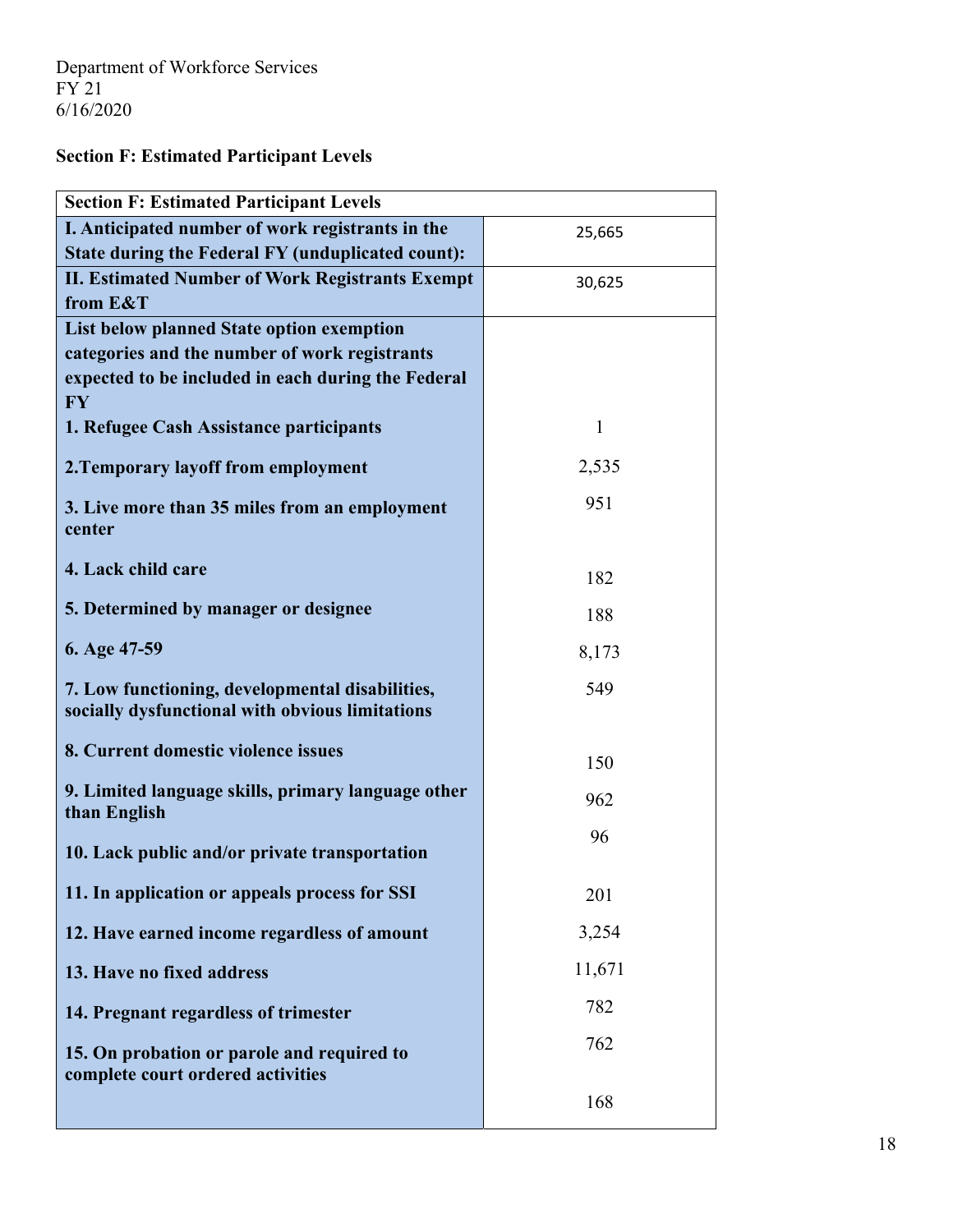Department of Workforce Services
FY 21
6/16/2020

**Section F: Estimated Participant Levels**

| **Section F: Estimated Participant Levels** | |
|---|---|
| **I. Anticipated number of work registrants in the State during the Federal FY (unduplicated count):** | 25,665 |
| **II. Estimated Number of Work Registrants Exempt from E&T** | 30,625 |
| **List below planned State option exemption categories and the number of work registrants expected to be included in each during the Federal FY** | |
| **1. Refugee Cash Assistance participants** | 1 |
| **2.Temporary layoff from employment** | 2,535 |
| **3. Live more than 35 miles from an employment center** | 951 |
| **4. Lack child care** | 182 |
| **5. Determined by manager or designee** | 188 |
| **6. Age 47-59** | 8,173 |
| **7. Low functioning, developmental disabilities, socially dysfunctional with obvious limitations** | 549 |
| **8. Current domestic violence issues** | 150 |
| **9. Limited language skills, primary language other than English** | 962 |
| **10. Lack public and/or private transportation** | 96 |
| **11. In application or appeals process for SSI** | 201 |
| **12. Have earned income regardless of amount** | 3,254 |
| **13. Have no fixed address** | 11,671 |
| **14. Pregnant regardless of trimester** | 782 |
| **15. On probation or parole and required to complete court ordered activities** | 762 |
| | 168 |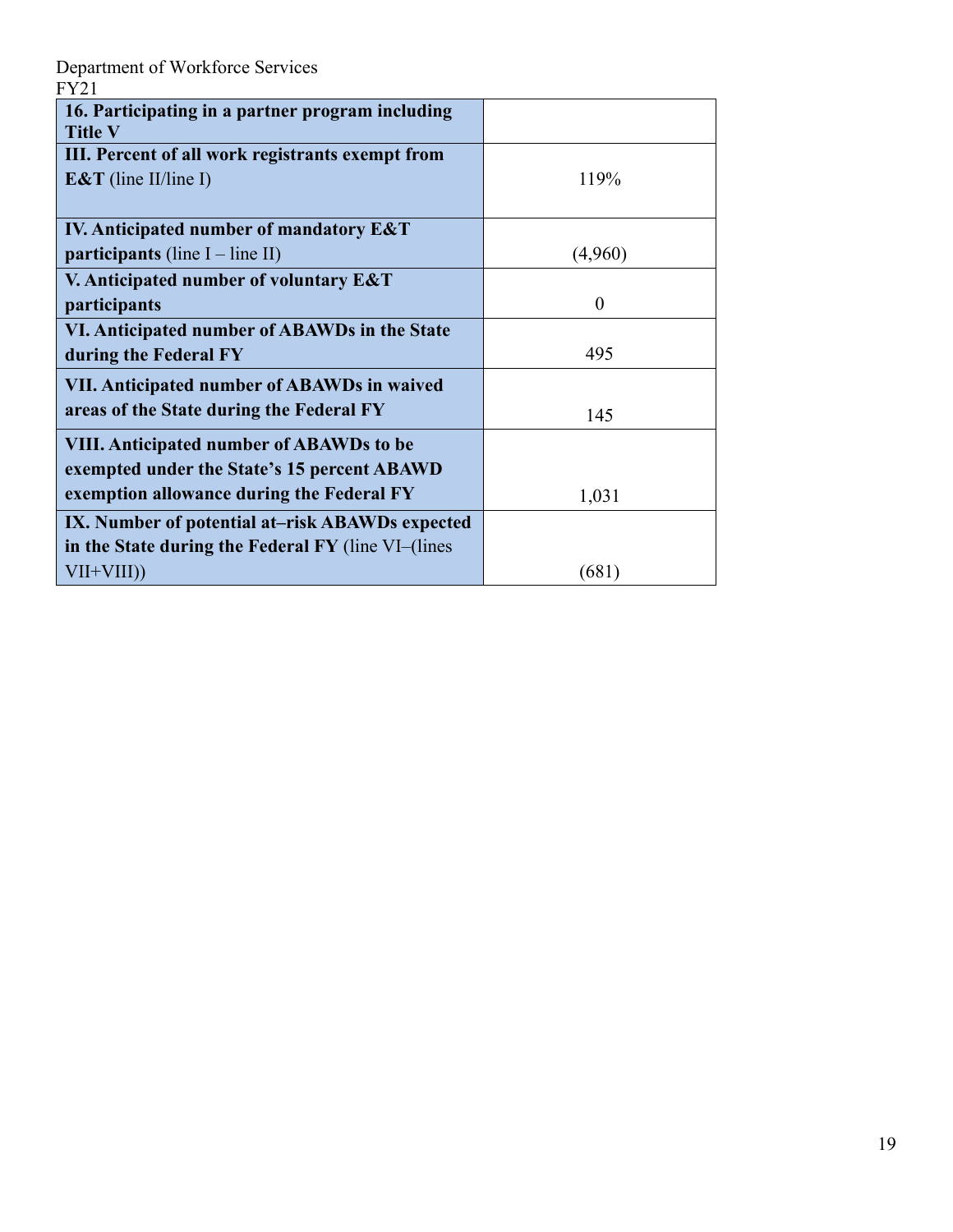Department of Workforce Services
FY21

| | |
|---|---|
| **16. Participating in a partner program including Title V** | |
| **III. Percent of all work registrants exempt from E&T** (line II/line I) | 119% |
| **IV. Anticipated number of mandatory E&T participants** (line I – line II) | (4,960) |
| **V. Anticipated number of voluntary E&T participants** | 0 |
| **VI. Anticipated number of ABAWDs in the State during the Federal FY** | 495 |
| **VII. Anticipated number of ABAWDs in waived areas of the State during the Federal FY** | 145 |
| **VIII. Anticipated number of ABAWDs to be exempted under the State's 15 percent ABAWD exemption allowance during the Federal FY** | 1,031 |
| **IX. Number of potential at–risk ABAWDs expected in the State during the Federal FY** (line VI–(lines VII+VIII)) | (681) |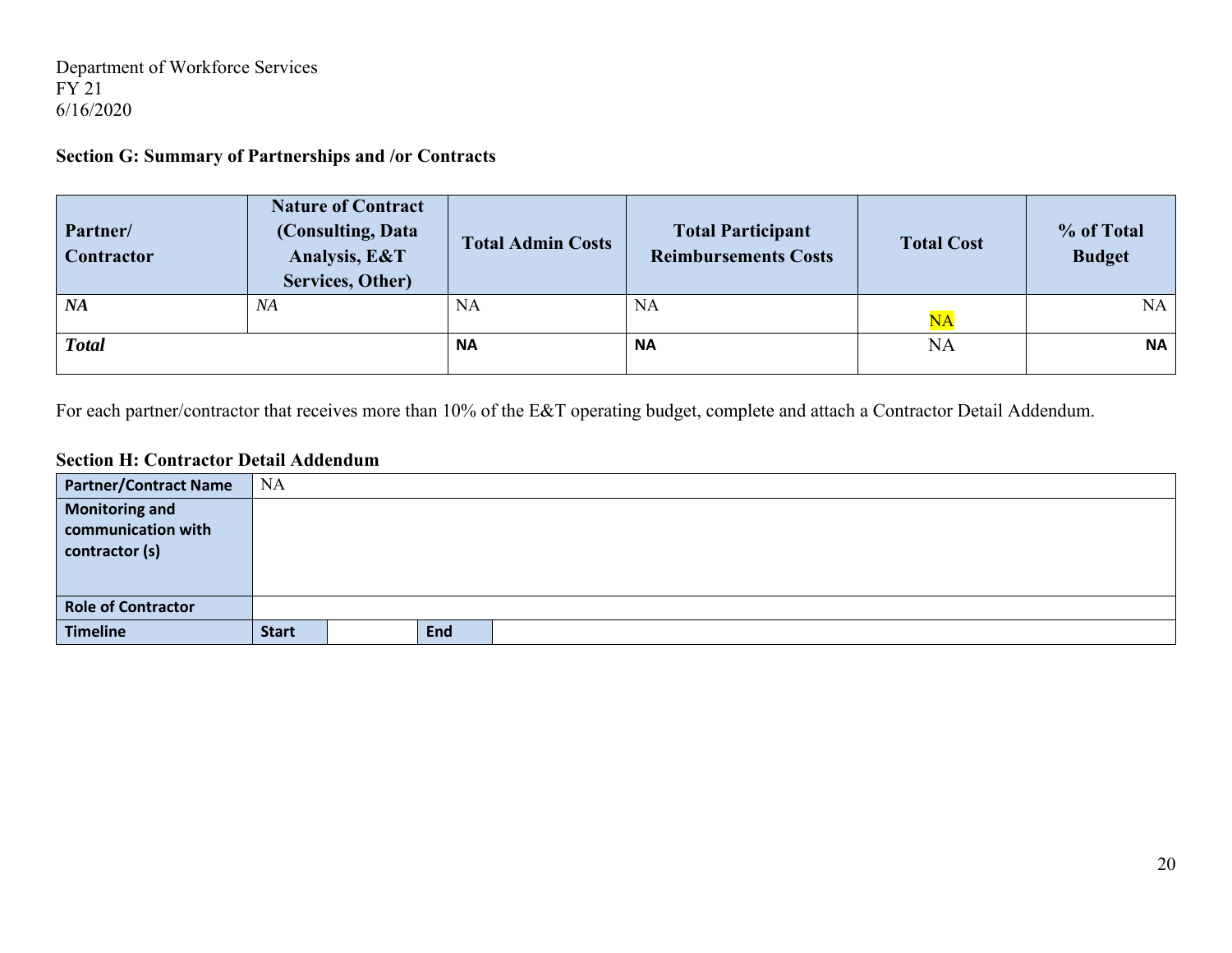Department of Workforce Services
FY 21
6/16/2020

**Section G: Summary of Partnerships and /or Contracts**

| Partner/ Contractor | Nature of Contract (Consulting, Data Analysis, E&T Services, Other) | Total Admin Costs | Total Participant Reimbursements Costs | Total Cost | % of Total Budget |
|---|---|---|---|---|---|
| ***NA*** | *NA* | NA | NA | NA | NA |
| ***Total*** | | **NA** | **NA** | NA | **NA** |

For each partner/contractor that receives more than 10% of the E&T operating budget, complete and attach a Contractor Detail Addendum.

**Section H: Contractor Detail Addendum**

| **Partner/Contract Name** | NA | | |
|---|---|---|---|
| **Monitoring and communication with contractor (s)** | | | |
| **Role of Contractor** | | | |
| **Timeline** | **Start** | | **End** |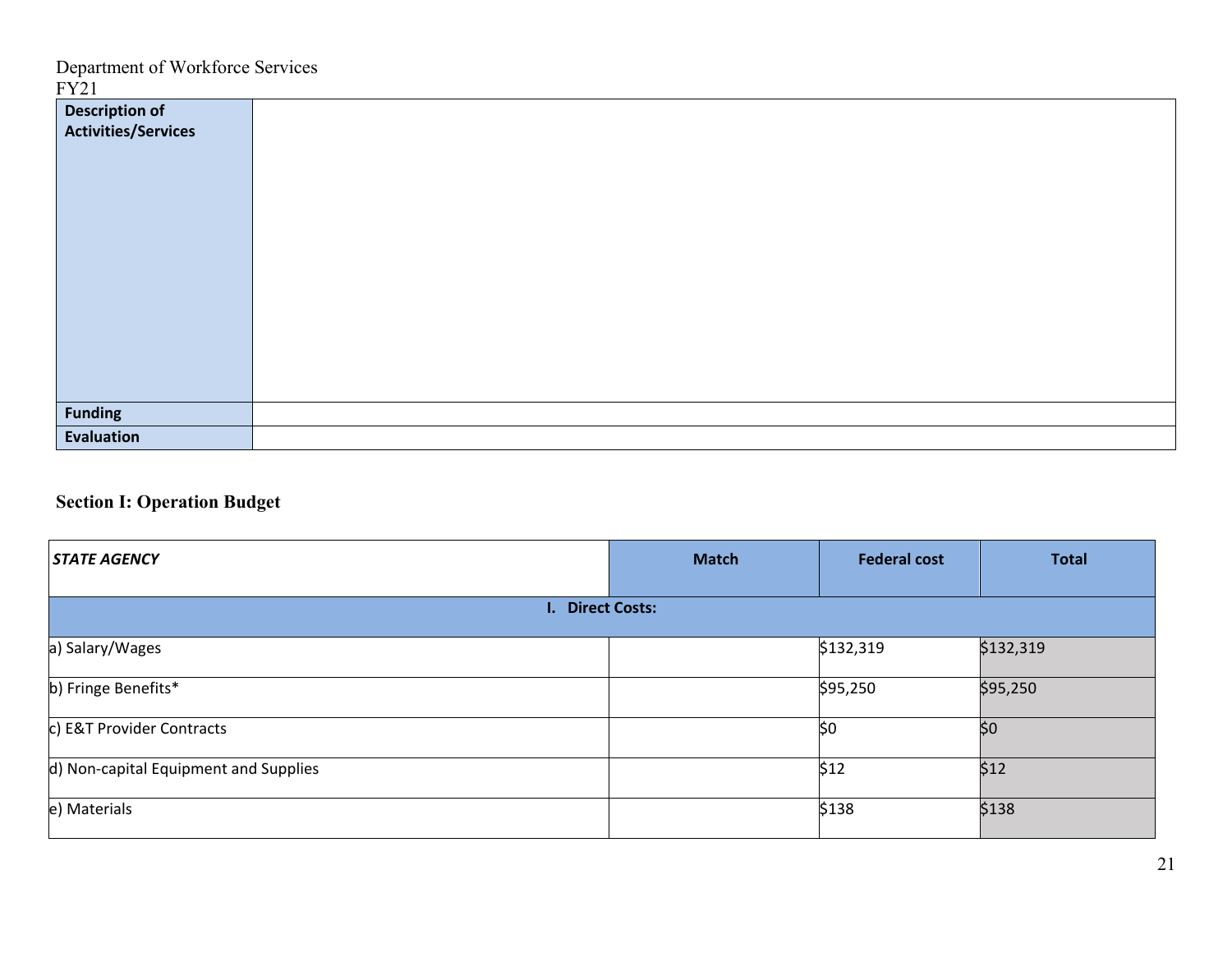Department of Workforce Services
FY21

| Description of Activities/Services | |
|---|---|
| Funding | |
| Evaluation | |

## Section I: Operation Budget

| *STATE AGENCY* | Match | Federal cost | Total |
|---|---|---|---|
| **I. Direct Costs:** | | | |
| a) Salary/Wages | | $132,319 | $132,319 |
| b) Fringe Benefits* | | $95,250 | $95,250 |
| c) E&T Provider Contracts | | $0 | $0 |
| d) Non-capital Equipment and Supplies | | $12 | $12 |
| e) Materials | | $138 | $138 |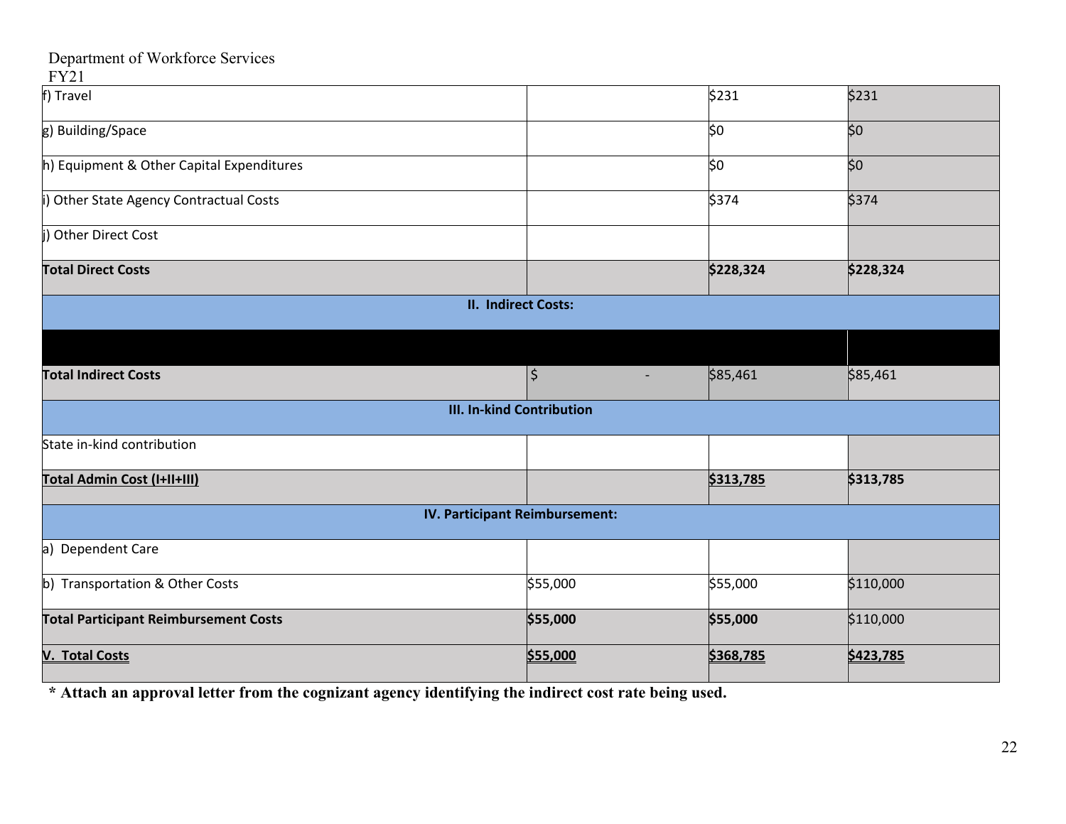Department of Workforce Services
FY21

| | | | |
|---|---|---|---|
| f) Travel | | $231 | $231 |
| g) Building/Space | | $0 | $0 |
| h) Equipment & Other Capital Expenditures | | $0 | $0 |
| i) Other State Agency Contractual Costs | | $374 | $374 |
| j) Other Direct Cost | | | |
| **Total Direct Costs** | | **$228,324** | **$228,324** |
| **II. Indirect Costs:** | | | |
| | | | |
| **Total Indirect Costs** | $ - | $85,461 | $85,461 |
| **III. In-kind Contribution** | | | |
| State in-kind contribution | | | |
| **Total Admin Cost (I+II+III)** | | **$313,785** | **$313,785** |
| **IV. Participant Reimbursement:** | | | |
| a) Dependent Care | | | |
| b) Transportation & Other Costs | $55,000 | $55,000 | $110,000 |
| **Total Participant Reimbursement Costs** | **$55,000** | **$55,000** | $110,000 |
| **V. Total Costs** | **$55,000** | **$368,785** | **$423,785** |

**\* Attach an approval letter from the cognizant agency identifying the indirect cost rate being used.**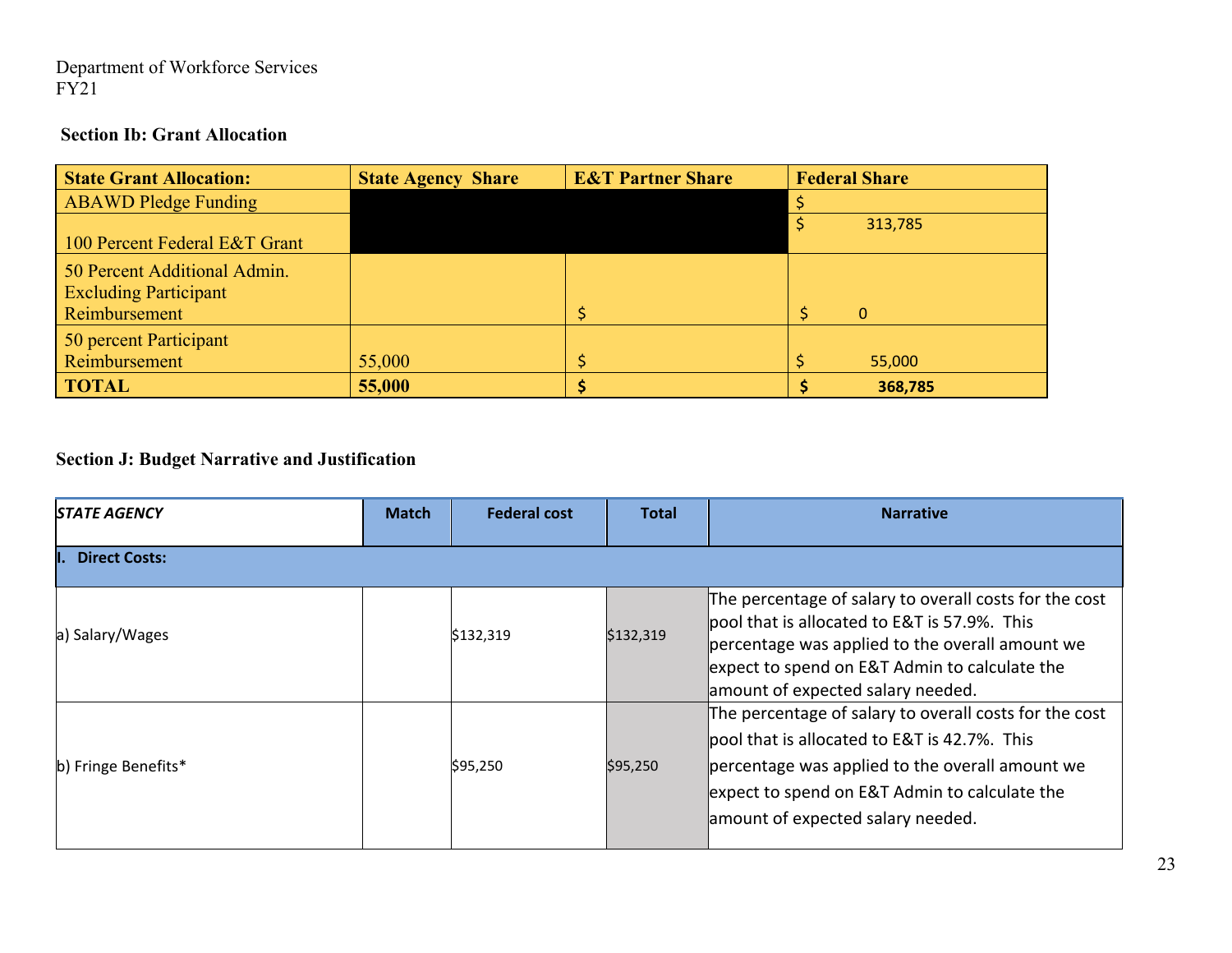Department of Workforce Services
FY21

**Section Ib: Grant Allocation**

| State Grant Allocation: | State Agency Share | E&T Partner Share | Federal Share |
|---|---|---|---|
| ABAWD Pledge Funding | | | $ |
| 100 Percent Federal E&T Grant | | | $ 313,785 |
| 50 Percent Additional Admin. Excluding Participant Reimbursement | | $ | $ 0 |
| 50 percent Participant Reimbursement | 55,000 | $ | $ 55,000 |
| **TOTAL** | **55,000** | **$** | **$ 368,785** |

**Section J: Budget Narrative and Justification**

| *STATE AGENCY* | Match | Federal cost | Total | Narrative |
|---|---|---|---|---|
| **I. Direct Costs:** | | | | |
| a) Salary/Wages | | $132,319 | $132,319 | The percentage of salary to overall costs for the cost pool that is allocated to E&T is 57.9%. This percentage was applied to the overall amount we expect to spend on E&T Admin to calculate the amount of expected salary needed. |
| b) Fringe Benefits* | | $95,250 | $95,250 | The percentage of salary to overall costs for the cost pool that is allocated to E&T is 42.7%. This percentage was applied to the overall amount we expect to spend on E&T Admin to calculate the amount of expected salary needed. |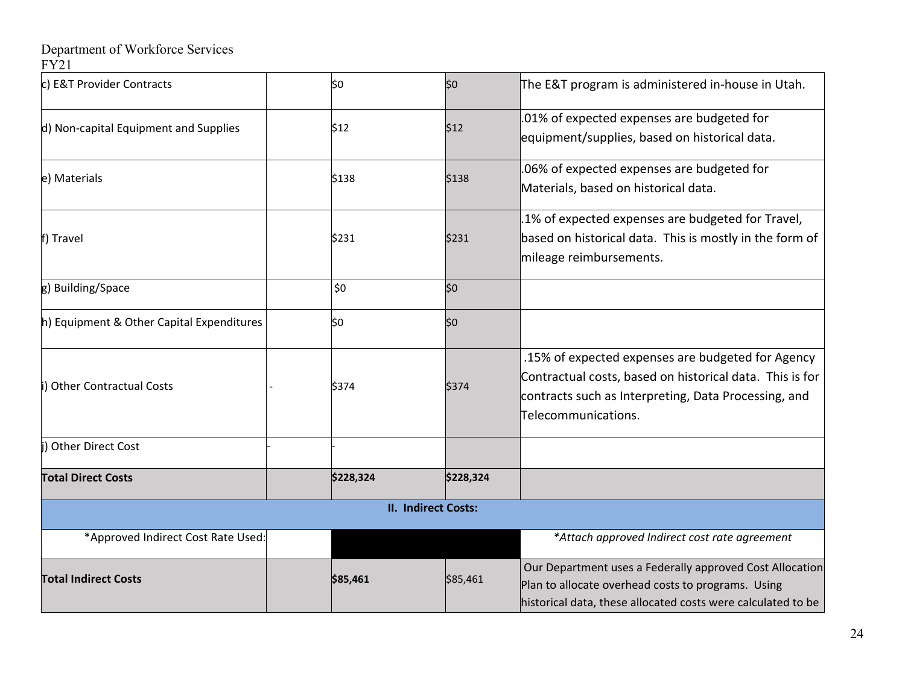Department of Workforce Services
FY21

| | | | | |
|---|---|---|---|---|
| c) E&T Provider Contracts | | $0 | $0 | The E&T program is administered in-house in Utah. |
| d) Non-capital Equipment and Supplies | | $12 | $12 | .01% of expected expenses are budgeted for equipment/supplies, based on historical data. |
| e) Materials | | $138 | $138 | .06% of expected expenses are budgeted for Materials, based on historical data. |
| f) Travel | | $231 | $231 | .1% of expected expenses are budgeted for Travel, based on historical data. This is mostly in the form of mileage reimbursements. |
| g) Building/Space | | $0 | $0 | |
| h) Equipment & Other Capital Expenditures | | $0 | $0 | |
| i) Other Contractual Costs | - | $374 | $374 | .15% of expected expenses are budgeted for Agency Contractual costs, based on historical data. This is for contracts such as Interpreting, Data Processing, and Telecommunications. |
| j) Other Direct Cost | - | - | | |
| **Total Direct Costs** | | **$228,324** | **$228,324** | |
| | | **II. Indirect Costs:** | | |
| *Approved Indirect Cost Rate Used: | | | | *\*Attach approved Indirect cost rate agreement* |
| **Total Indirect Costs** | | **$85,461** | $85,461 | Our Department uses a Federally approved Cost Allocation Plan to allocate overhead costs to programs. Using historical data, these allocated costs were calculated to be |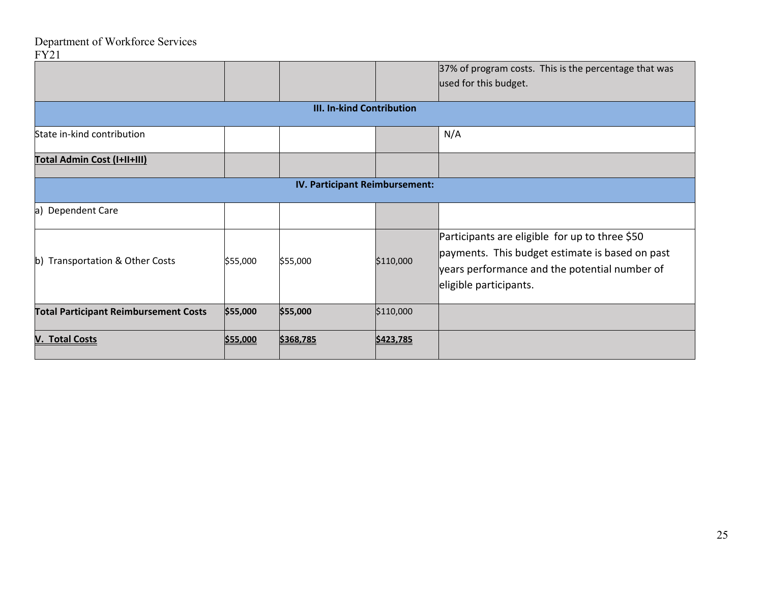Department of Workforce Services
FY21

| | | | | |
|---|---|---|---|---|
| | | | | 37% of program costs. This is the percentage that was used for this budget. |
| **III. In-kind Contribution** | | | | |
| State in-kind contribution | | | | N/A |
| **Total Admin Cost (I+II+III)** | | | | |
| **IV. Participant Reimbursement:** | | | | |
| a) Dependent Care | | | | |
| b) Transportation & Other Costs | $55,000 | $55,000 | $110,000 | Participants are eligible for up to three $50 payments. This budget estimate is based on past years performance and the potential number of eligible participants. |
| **Total Participant Reimbursement Costs** | **$55,000** | **$55,000** | $110,000 | |
| **V. Total Costs** | **$55,000** | **$368,785** | **$423,785** | |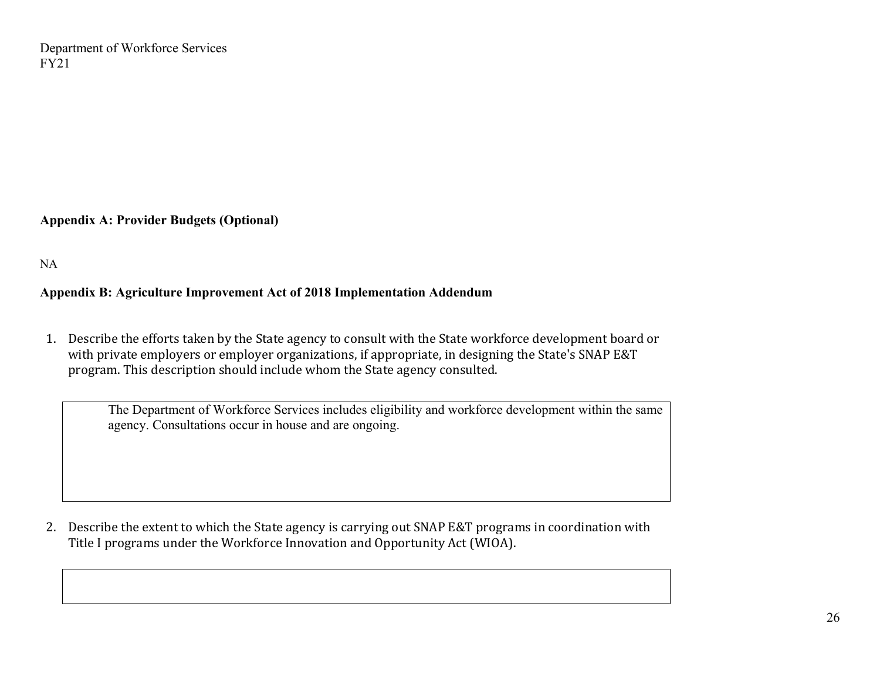## Appendix A: Provider Budgets (Optional)

NA

## Appendix B: Agriculture Improvement Act of 2018 Implementation Addendum

1. Describe the efforts taken by the State agency to consult with the State workforce development board or with private employers or employer organizations, if appropriate, in designing the State's SNAP E&T program. This description should include whom the State agency consulted.

   > The Department of Workforce Services includes eligibility and workforce development within the same agency. Consultations occur in house and are ongoing.

2. Describe the extent to which the State agency is carrying out SNAP E&T programs in coordination with Title I programs under the Workforce Innovation and Opportunity Act (WIOA).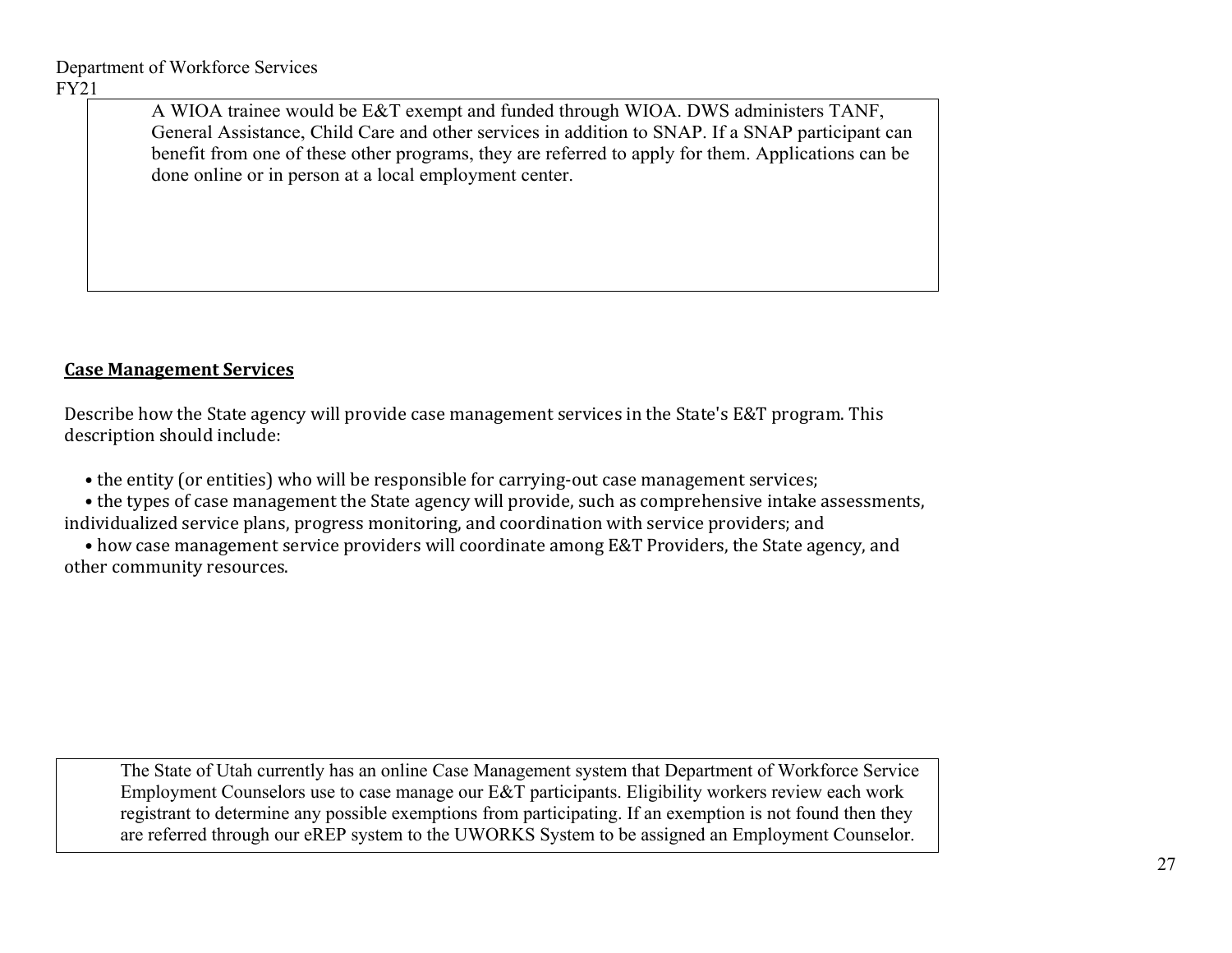A WIOA trainee would be E&T exempt and funded through WIOA. DWS administers TANF, General Assistance, Child Care and other services in addition to SNAP. If a SNAP participant can benefit from one of these other programs, they are referred to apply for them. Applications can be done online or in person at a local employment center.

**Case Management Services**

Describe how the State agency will provide case management services in the State's E&T program. This description should include:

- the entity (or entities) who will be responsible for carrying-out case management services;
- the types of case management the State agency will provide, such as comprehensive intake assessments, individualized service plans, progress monitoring, and coordination with service providers; and
- how case management service providers will coordinate among E&T Providers, the State agency, and other community resources.

The State of Utah currently has an online Case Management system that Department of Workforce Service Employment Counselors use to case manage our E&T participants. Eligibility workers review each work registrant to determine any possible exemptions from participating. If an exemption is not found then they are referred through our eREP system to the UWORKS System to be assigned an Employment Counselor.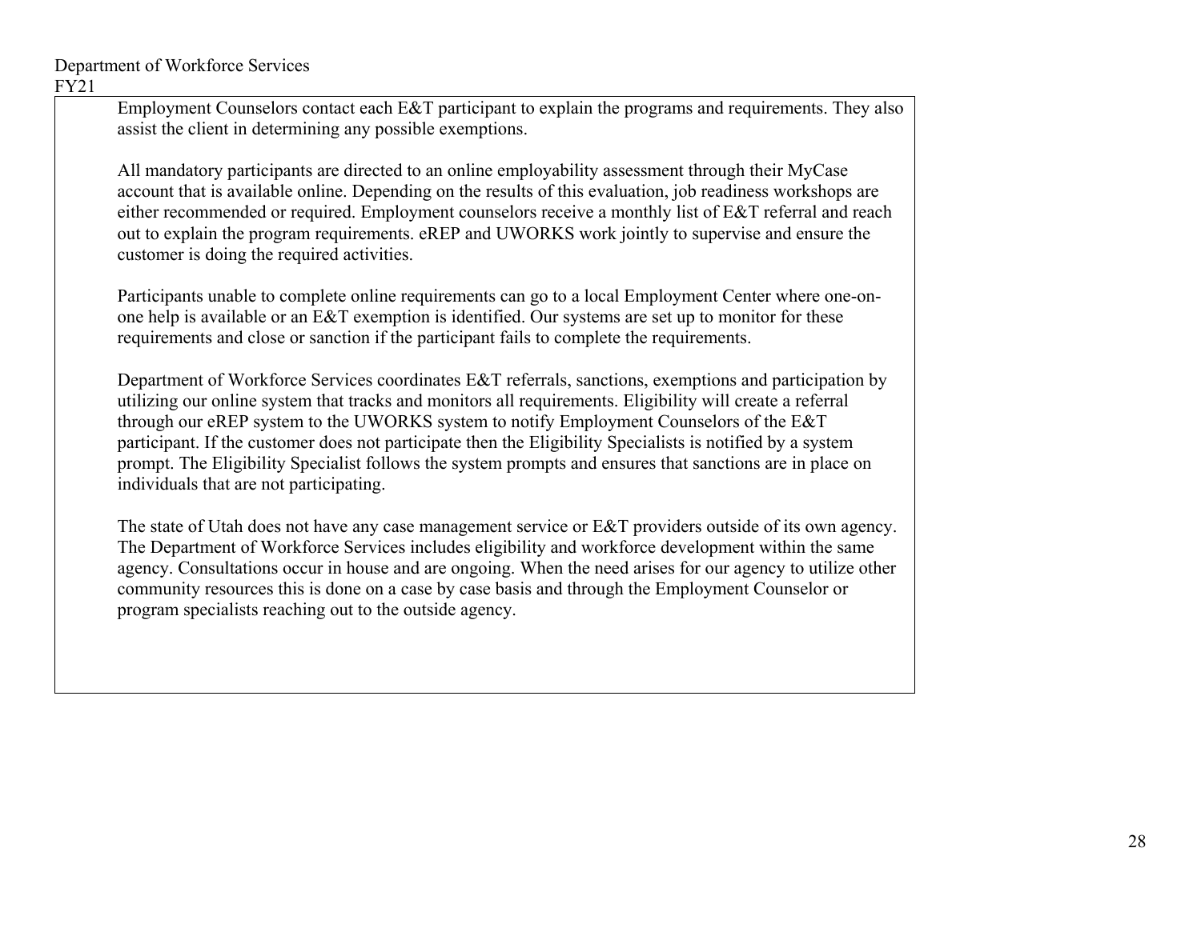Employment Counselors contact each E&T participant to explain the programs and requirements. They also assist the client in determining any possible exemptions.

All mandatory participants are directed to an online employability assessment through their MyCase account that is available online. Depending on the results of this evaluation, job readiness workshops are either recommended or required. Employment counselors receive a monthly list of E&T referral and reach out to explain the program requirements. eREP and UWORKS work jointly to supervise and ensure the customer is doing the required activities.

Participants unable to complete online requirements can go to a local Employment Center where one-on-one help is available or an E&T exemption is identified. Our systems are set up to monitor for these requirements and close or sanction if the participant fails to complete the requirements.

Department of Workforce Services coordinates E&T referrals, sanctions, exemptions and participation by utilizing our online system that tracks and monitors all requirements. Eligibility will create a referral through our eREP system to the UWORKS system to notify Employment Counselors of the E&T participant. If the customer does not participate then the Eligibility Specialists is notified by a system prompt. The Eligibility Specialist follows the system prompts and ensures that sanctions are in place on individuals that are not participating.

The state of Utah does not have any case management service or E&T providers outside of its own agency. The Department of Workforce Services includes eligibility and workforce development within the same agency. Consultations occur in house and are ongoing. When the need arises for our agency to utilize other community resources this is done on a case by case basis and through the Employment Counselor or program specialists reaching out to the outside agency.